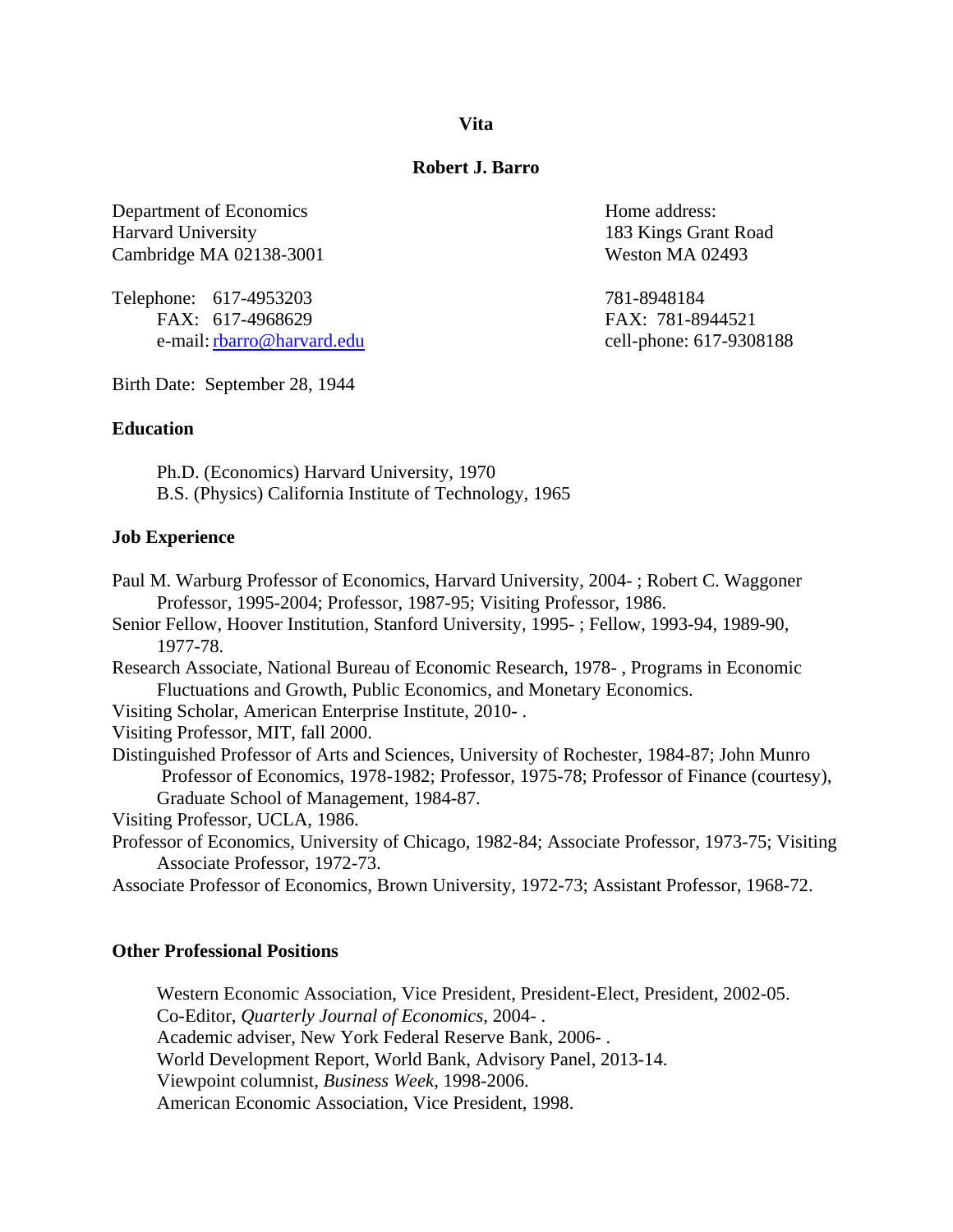# Vita

## Robert J. Barro

Department of Economics
Harvard University
Cambridge MA 02138-3001

Telephone: 617-4953203
FAX: 617-4968629
e-mail: rbarro@harvard.edu

Home address:
183 Kings Grant Road
Weston MA 02493

781-8948184
FAX: 781-8944521
cell-phone: 617-9308188

Birth Date: September 28, 1944

### Education

Ph.D. (Economics) Harvard University, 1970
B.S. (Physics) California Institute of Technology, 1965

### Job Experience

Paul M. Warburg Professor of Economics, Harvard University, 2004- ; Robert C. Waggoner Professor, 1995-2004; Professor, 1987-95; Visiting Professor, 1986.
Senior Fellow, Hoover Institution, Stanford University, 1995- ; Fellow, 1993-94, 1989-90, 1977-78.
Research Associate, National Bureau of Economic Research, 1978- , Programs in Economic Fluctuations and Growth, Public Economics, and Monetary Economics.
Visiting Scholar, American Enterprise Institute, 2010- .
Visiting Professor, MIT, fall 2000.
Distinguished Professor of Arts and Sciences, University of Rochester, 1984-87; John Munro Professor of Economics, 1978-1982; Professor, 1975-78; Professor of Finance (courtesy), Graduate School of Management, 1984-87.
Visiting Professor, UCLA, 1986.
Professor of Economics, University of Chicago, 1982-84; Associate Professor, 1973-75; Visiting Associate Professor, 1972-73.
Associate Professor of Economics, Brown University, 1972-73; Assistant Professor, 1968-72.

### Other Professional Positions

Western Economic Association, Vice President, President-Elect, President, 2002-05.
Co-Editor, *Quarterly Journal of Economics*, 2004- .
Academic adviser, New York Federal Reserve Bank, 2006- .
World Development Report, World Bank, Advisory Panel, 2013-14.
Viewpoint columnist, *Business Week*, 1998-2006.
American Economic Association, Vice President, 1998.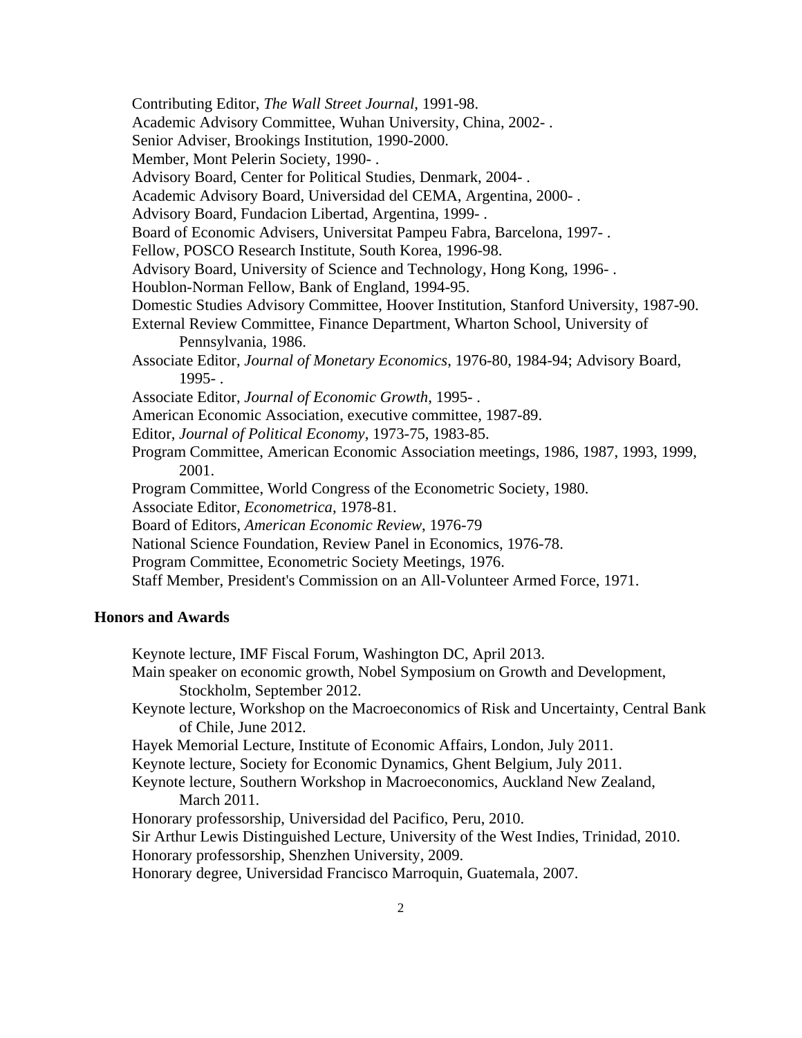Contributing Editor, *The Wall Street Journal*, 1991-98.
Academic Advisory Committee, Wuhan University, China, 2002- .
Senior Adviser, Brookings Institution, 1990-2000.
Member, Mont Pelerin Society, 1990- .
Advisory Board, Center for Political Studies, Denmark, 2004- .
Academic Advisory Board, Universidad del CEMA, Argentina, 2000- .
Advisory Board, Fundacion Libertad, Argentina, 1999- .
Board of Economic Advisers, Universitat Pampeu Fabra, Barcelona, 1997- .
Fellow, POSCO Research Institute, South Korea, 1996-98.
Advisory Board, University of Science and Technology, Hong Kong, 1996- .
Houblon-Norman Fellow, Bank of England, 1994-95.
Domestic Studies Advisory Committee, Hoover Institution, Stanford University, 1987-90.
External Review Committee, Finance Department, Wharton School, University of Pennsylvania, 1986.
Associate Editor, *Journal of Monetary Economics*, 1976-80, 1984-94; Advisory Board, 1995- .
Associate Editor, *Journal of Economic Growth*, 1995- .
American Economic Association, executive committee, 1987-89.
Editor, *Journal of Political Economy*, 1973-75, 1983-85.
Program Committee, American Economic Association meetings, 1986, 1987, 1993, 1999, 2001.
Program Committee, World Congress of the Econometric Society, 1980.
Associate Editor, *Econometrica*, 1978-81.
Board of Editors, *American Economic Review*, 1976-79
National Science Foundation, Review Panel in Economics, 1976-78.
Program Committee, Econometric Society Meetings, 1976.
Staff Member, President's Commission on an All-Volunteer Armed Force, 1971.

## Honors and Awards

Keynote lecture, IMF Fiscal Forum, Washington DC, April 2013.
Main speaker on economic growth, Nobel Symposium on Growth and Development, Stockholm, September 2012.
Keynote lecture, Workshop on the Macroeconomics of Risk and Uncertainty, Central Bank of Chile, June 2012.
Hayek Memorial Lecture, Institute of Economic Affairs, London, July 2011.
Keynote lecture, Society for Economic Dynamics, Ghent Belgium, July 2011.
Keynote lecture, Southern Workshop in Macroeconomics, Auckland New Zealand, March 2011.
Honorary professorship, Universidad del Pacifico, Peru, 2010.
Sir Arthur Lewis Distinguished Lecture, University of the West Indies, Trinidad, 2010.
Honorary professorship, Shenzhen University, 2009.
Honorary degree, Universidad Francisco Marroquin, Guatemala, 2007.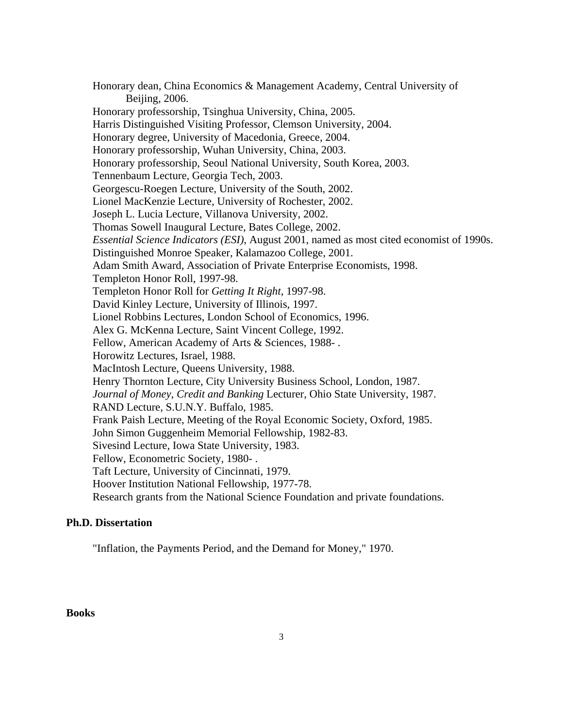Honorary dean, China Economics & Management Academy, Central University of Beijing, 2006.
Honorary professorship, Tsinghua University, China, 2005.
Harris Distinguished Visiting Professor, Clemson University, 2004.
Honorary degree, University of Macedonia, Greece, 2004.
Honorary professorship, Wuhan University, China, 2003.
Honorary professorship, Seoul National University, South Korea, 2003.
Tennenbaum Lecture, Georgia Tech, 2003.
Georgescu-Roegen Lecture, University of the South, 2002.
Lionel MacKenzie Lecture, University of Rochester, 2002.
Joseph L. Lucia Lecture, Villanova University, 2002.
Thomas Sowell Inaugural Lecture, Bates College, 2002.
*Essential Science Indicators (ESI)*, August 2001, named as most cited economist of 1990s.
Distinguished Monroe Speaker, Kalamazoo College, 2001.
Adam Smith Award, Association of Private Enterprise Economists, 1998.
Templeton Honor Roll, 1997-98.
Templeton Honor Roll for *Getting It Right*, 1997-98.
David Kinley Lecture, University of Illinois, 1997.
Lionel Robbins Lectures, London School of Economics, 1996.
Alex G. McKenna Lecture, Saint Vincent College, 1992.
Fellow, American Academy of Arts & Sciences, 1988- .
Horowitz Lectures, Israel, 1988.
MacIntosh Lecture, Queens University, 1988.
Henry Thornton Lecture, City University Business School, London, 1987.
*Journal of Money, Credit and Banking* Lecturer, Ohio State University, 1987.
RAND Lecture, S.U.N.Y. Buffalo, 1985.
Frank Paish Lecture, Meeting of the Royal Economic Society, Oxford, 1985.
John Simon Guggenheim Memorial Fellowship, 1982-83.
Sivesind Lecture, Iowa State University, 1983.
Fellow, Econometric Society, 1980- .
Taft Lecture, University of Cincinnati, 1979.
Hoover Institution National Fellowship, 1977-78.
Research grants from the National Science Foundation and private foundations.

**Ph.D. Dissertation**

"Inflation, the Payments Period, and the Demand for Money," 1970.

**Books**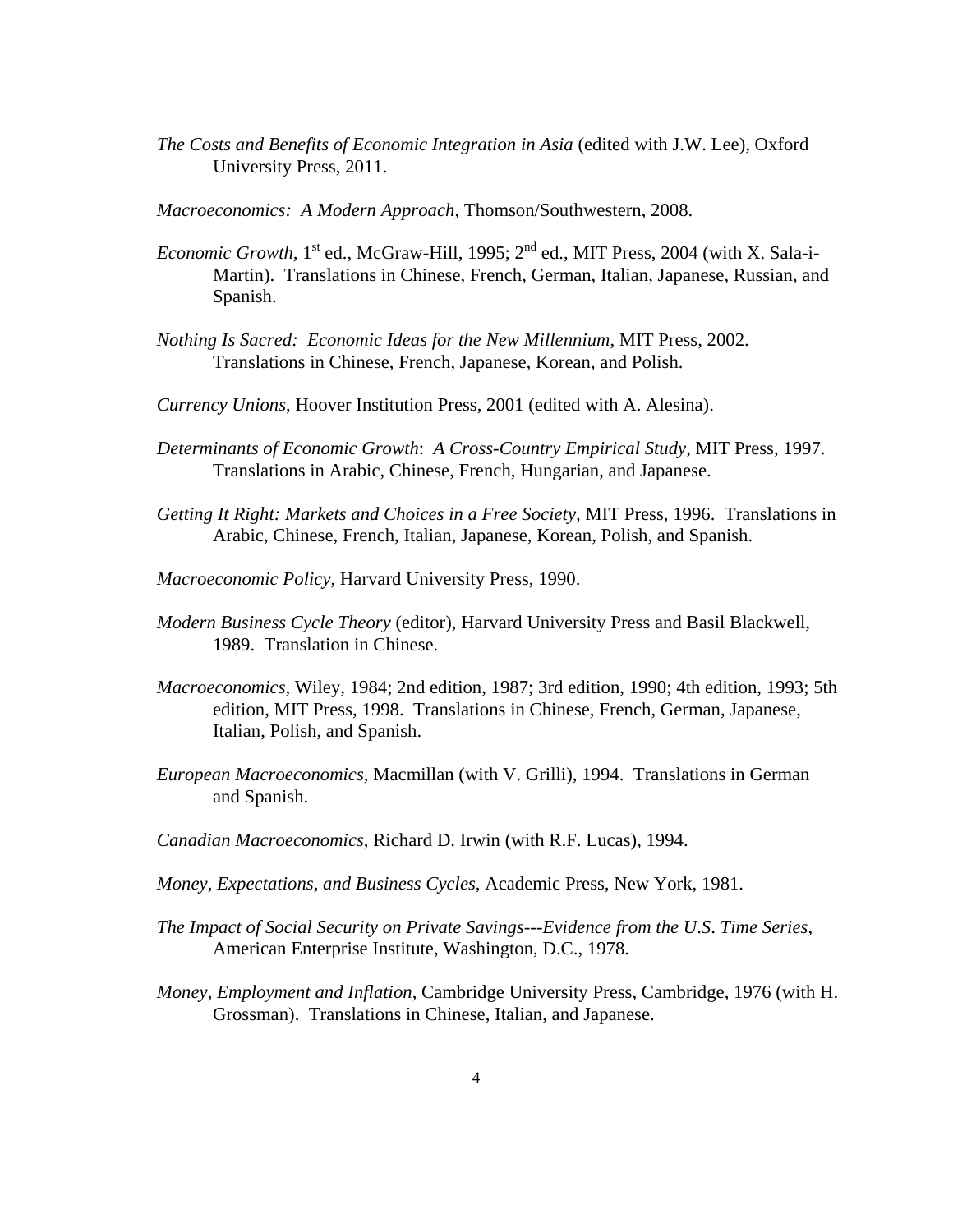*The Costs and Benefits of Economic Integration in Asia* (edited with J.W. Lee), Oxford University Press, 2011.

*Macroeconomics: A Modern Approach*, Thomson/Southwestern, 2008.

*Economic Growth*, 1st ed., McGraw-Hill, 1995; 2nd ed., MIT Press, 2004 (with X. Sala-i-Martin). Translations in Chinese, French, German, Italian, Japanese, Russian, and Spanish.

*Nothing Is Sacred: Economic Ideas for the New Millennium*, MIT Press, 2002. Translations in Chinese, French, Japanese, Korean, and Polish.

*Currency Unions*, Hoover Institution Press, 2001 (edited with A. Alesina).

*Determinants of Economic Growth: A Cross-Country Empirical Study*, MIT Press, 1997. Translations in Arabic, Chinese, French, Hungarian, and Japanese.

*Getting It Right: Markets and Choices in a Free Society*, MIT Press, 1996. Translations in Arabic, Chinese, French, Italian, Japanese, Korean, Polish, and Spanish.

*Macroeconomic Policy*, Harvard University Press, 1990.

*Modern Business Cycle Theory* (editor), Harvard University Press and Basil Blackwell, 1989. Translation in Chinese.

*Macroeconomics*, Wiley, 1984; 2nd edition, 1987; 3rd edition, 1990; 4th edition, 1993; 5th edition, MIT Press, 1998. Translations in Chinese, French, German, Japanese, Italian, Polish, and Spanish.

*European Macroeconomics*, Macmillan (with V. Grilli), 1994. Translations in German and Spanish.

*Canadian Macroeconomics*, Richard D. Irwin (with R.F. Lucas), 1994.

*Money, Expectations, and Business Cycles*, Academic Press, New York, 1981.

*The Impact of Social Security on Private Savings---Evidence from the U.S. Time Series*, American Enterprise Institute, Washington, D.C., 1978.

*Money, Employment and Inflation*, Cambridge University Press, Cambridge, 1976 (with H. Grossman). Translations in Chinese, Italian, and Japanese.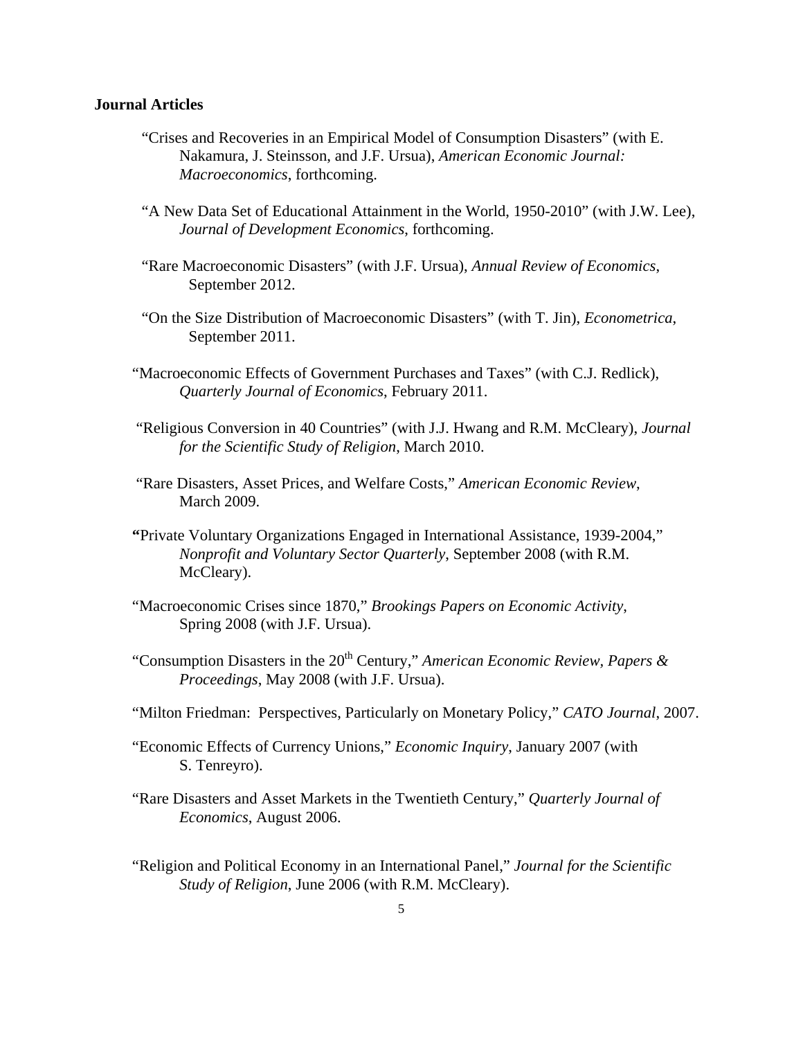**Journal Articles**

"Crises and Recoveries in an Empirical Model of Consumption Disasters" (with E. Nakamura, J. Steinsson, and J.F. Ursua), *American Economic Journal: Macroeconomics*, forthcoming.

"A New Data Set of Educational Attainment in the World, 1950-2010" (with J.W. Lee), *Journal of Development Economics*, forthcoming.

"Rare Macroeconomic Disasters" (with J.F. Ursua), *Annual Review of Economics*, September 2012.

"On the Size Distribution of Macroeconomic Disasters" (with T. Jin), *Econometrica*, September 2011.

"Macroeconomic Effects of Government Purchases and Taxes" (with C.J. Redlick), *Quarterly Journal of Economics*, February 2011.

"Religious Conversion in 40 Countries" (with J.J. Hwang and R.M. McCleary), *Journal for the Scientific Study of Religion*, March 2010.

"Rare Disasters, Asset Prices, and Welfare Costs," *American Economic Review*, March 2009.

**"**Private Voluntary Organizations Engaged in International Assistance, 1939-2004," *Nonprofit and Voluntary Sector Quarterly*, September 2008 (with R.M. McCleary).

"Macroeconomic Crises since 1870," *Brookings Papers on Economic Activity*, Spring 2008 (with J.F. Ursua).

"Consumption Disasters in the 20th Century," *American Economic Review, Papers & Proceedings*, May 2008 (with J.F. Ursua).

"Milton Friedman: Perspectives, Particularly on Monetary Policy," *CATO Journal*, 2007.

"Economic Effects of Currency Unions," *Economic Inquiry*, January 2007 (with S. Tenreyro).

"Rare Disasters and Asset Markets in the Twentieth Century," *Quarterly Journal of Economics*, August 2006.

"Religion and Political Economy in an International Panel," *Journal for the Scientific Study of Religion*, June 2006 (with R.M. McCleary).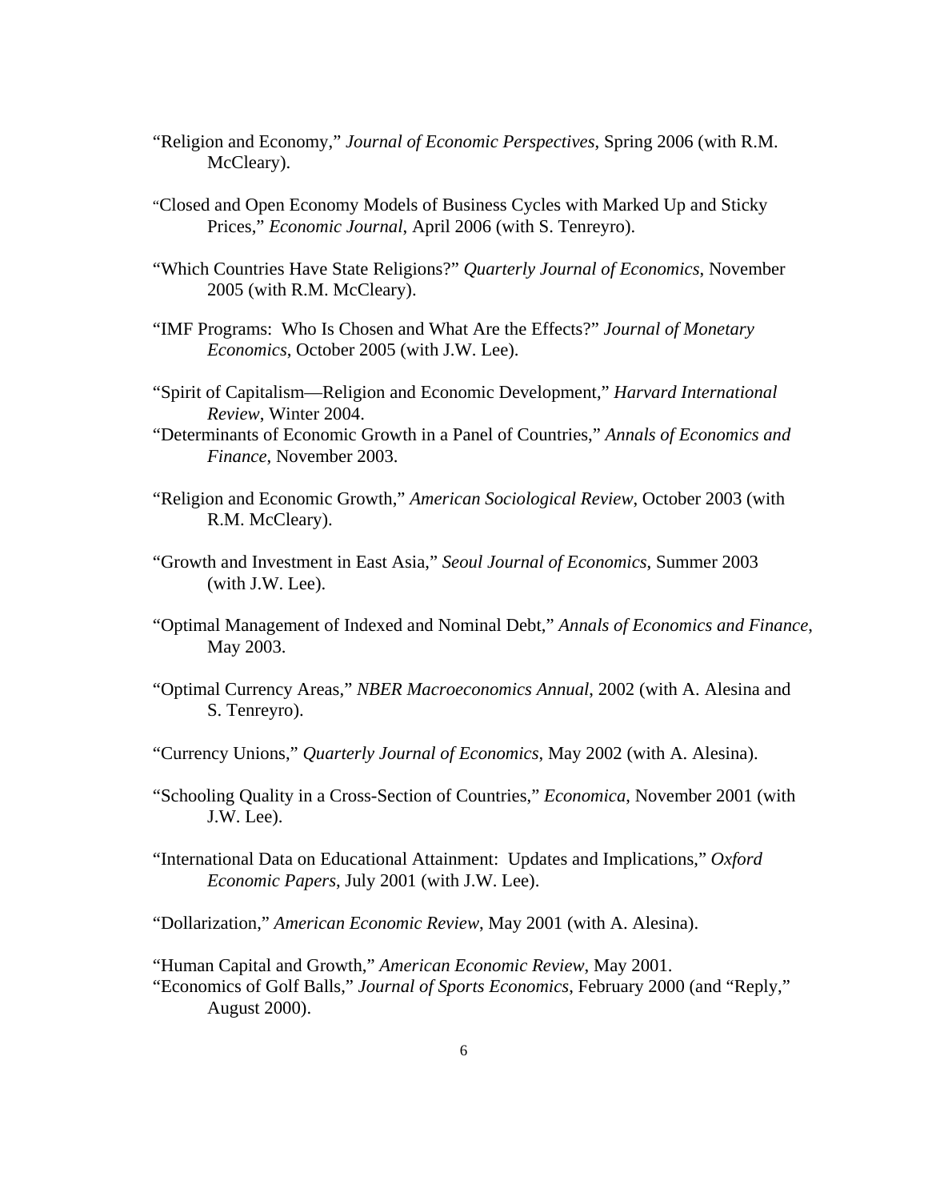"Religion and Economy," *Journal of Economic Perspectives*, Spring 2006 (with R.M. McCleary).

"Closed and Open Economy Models of Business Cycles with Marked Up and Sticky Prices," *Economic Journal*, April 2006 (with S. Tenreyro).

"Which Countries Have State Religions?" *Quarterly Journal of Economics*, November 2005 (with R.M. McCleary).

"IMF Programs: Who Is Chosen and What Are the Effects?" *Journal of Monetary Economics*, October 2005 (with J.W. Lee).

"Spirit of Capitalism—Religion and Economic Development," *Harvard International Review*, Winter 2004.

"Determinants of Economic Growth in a Panel of Countries," *Annals of Economics and Finance*, November 2003.

"Religion and Economic Growth," *American Sociological Review*, October 2003 (with R.M. McCleary).

"Growth and Investment in East Asia," *Seoul Journal of Economics*, Summer 2003 (with J.W. Lee).

"Optimal Management of Indexed and Nominal Debt," *Annals of Economics and Finance*, May 2003.

"Optimal Currency Areas," *NBER Macroeconomics Annual*, 2002 (with A. Alesina and S. Tenreyro).

"Currency Unions," *Quarterly Journal of Economics*, May 2002 (with A. Alesina).

"Schooling Quality in a Cross-Section of Countries," *Economica*, November 2001 (with J.W. Lee).

"International Data on Educational Attainment: Updates and Implications," *Oxford Economic Papers*, July 2001 (with J.W. Lee).

"Dollarization," *American Economic Review*, May 2001 (with A. Alesina).

"Human Capital and Growth," *American Economic Review*, May 2001.

"Economics of Golf Balls," *Journal of Sports Economics*, February 2000 (and "Reply," August 2000).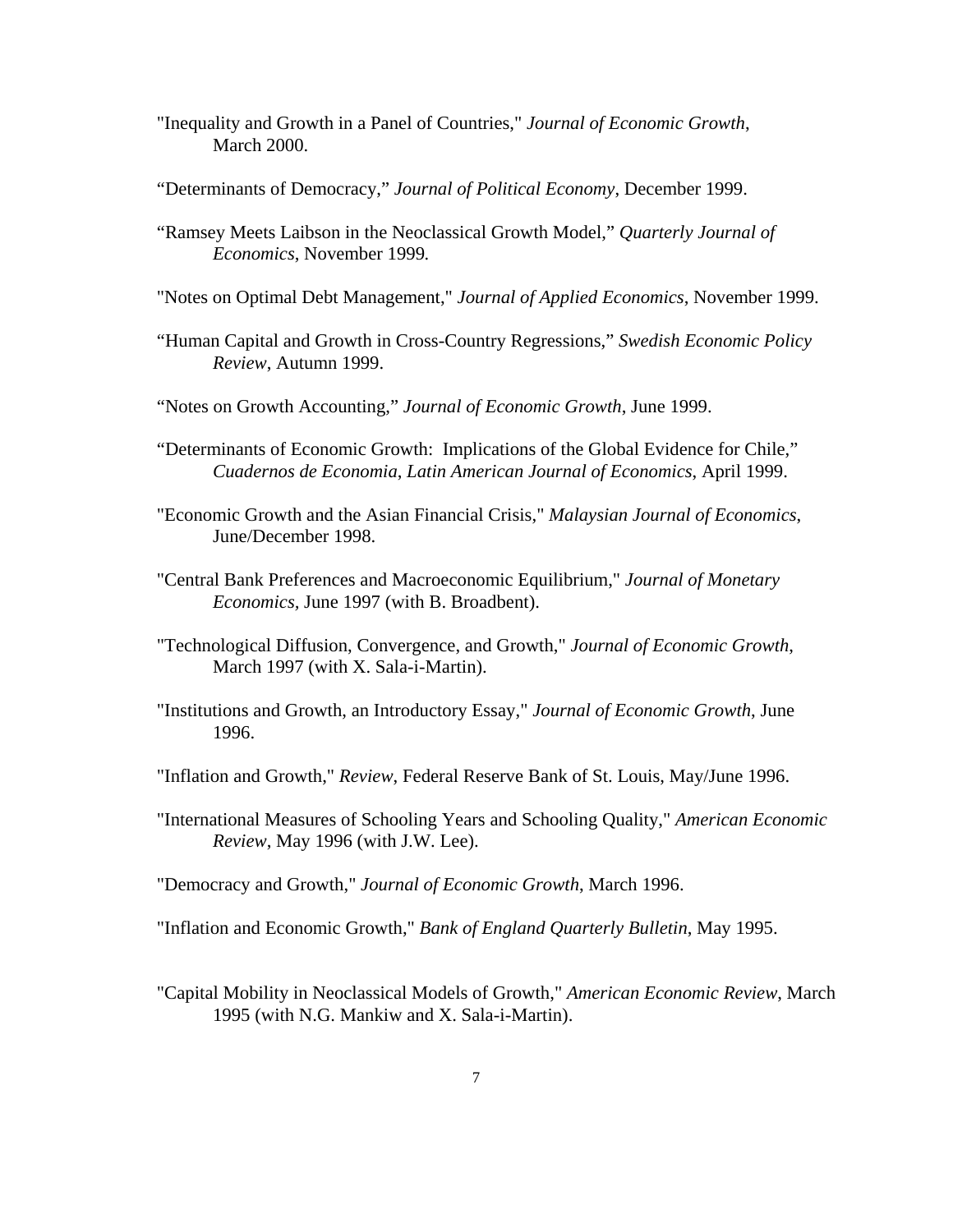"Inequality and Growth in a Panel of Countries," *Journal of Economic Growth*, March 2000.

"Determinants of Democracy," *Journal of Political Economy*, December 1999.

"Ramsey Meets Laibson in the Neoclassical Growth Model," *Quarterly Journal of Economics*, November 1999.

"Notes on Optimal Debt Management," *Journal of Applied Economics*, November 1999.

"Human Capital and Growth in Cross-Country Regressions," *Swedish Economic Policy Review*, Autumn 1999.

"Notes on Growth Accounting," *Journal of Economic Growth*, June 1999.

"Determinants of Economic Growth: Implications of the Global Evidence for Chile," *Cuadernos de Economia*, *Latin American Journal of Economics*, April 1999.

"Economic Growth and the Asian Financial Crisis," *Malaysian Journal of Economics*, June/December 1998.

"Central Bank Preferences and Macroeconomic Equilibrium," *Journal of Monetary Economics*, June 1997 (with B. Broadbent).

"Technological Diffusion, Convergence, and Growth," *Journal of Economic Growth*, March 1997 (with X. Sala-i-Martin).

"Institutions and Growth, an Introductory Essay," *Journal of Economic Growth*, June 1996.

"Inflation and Growth," *Review*, Federal Reserve Bank of St. Louis, May/June 1996.

"International Measures of Schooling Years and Schooling Quality," *American Economic Review*, May 1996 (with J.W. Lee).

"Democracy and Growth," *Journal of Economic Growth*, March 1996.

"Inflation and Economic Growth," *Bank of England Quarterly Bulletin*, May 1995.

"Capital Mobility in Neoclassical Models of Growth," *American Economic Review*, March 1995 (with N.G. Mankiw and X. Sala-i-Martin).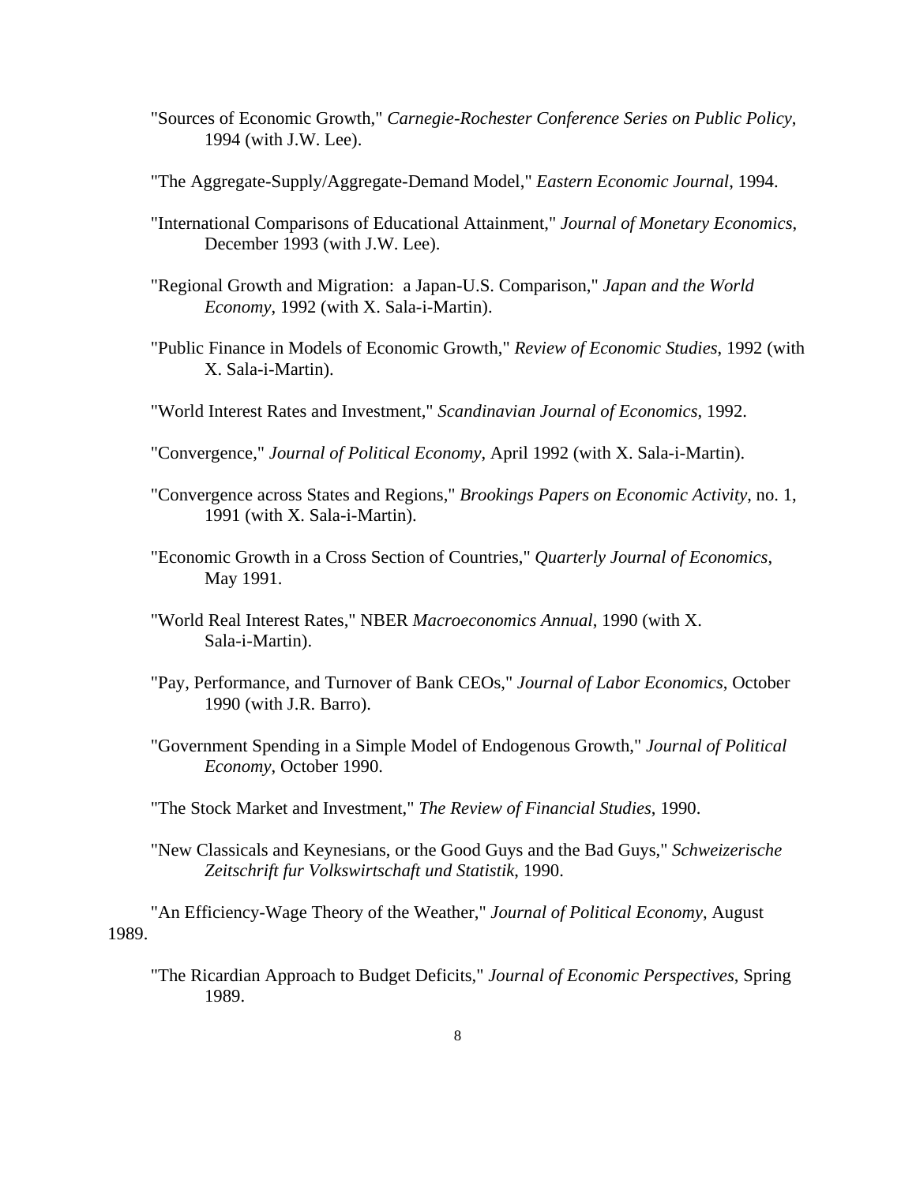"Sources of Economic Growth," *Carnegie-Rochester Conference Series on Public Policy*, 1994 (with J.W. Lee).

"The Aggregate-Supply/Aggregate-Demand Model," *Eastern Economic Journal*, 1994.

"International Comparisons of Educational Attainment," *Journal of Monetary Economics*, December 1993 (with J.W. Lee).

"Regional Growth and Migration: a Japan-U.S. Comparison," *Japan and the World Economy*, 1992 (with X. Sala-i-Martin).

"Public Finance in Models of Economic Growth," *Review of Economic Studies*, 1992 (with X. Sala-i-Martin).

"World Interest Rates and Investment," *Scandinavian Journal of Economics*, 1992.

"Convergence," *Journal of Political Economy*, April 1992 (with X. Sala-i-Martin).

"Convergence across States and Regions," *Brookings Papers on Economic Activity*, no. 1, 1991 (with X. Sala-i-Martin).

"Economic Growth in a Cross Section of Countries," *Quarterly Journal of Economics*, May 1991.

"World Real Interest Rates," NBER *Macroeconomics Annual*, 1990 (with X. Sala-i-Martin).

"Pay, Performance, and Turnover of Bank CEOs," *Journal of Labor Economics*, October 1990 (with J.R. Barro).

"Government Spending in a Simple Model of Endogenous Growth," *Journal of Political Economy*, October 1990.

"The Stock Market and Investment," *The Review of Financial Studies*, 1990.

"New Classicals and Keynesians, or the Good Guys and the Bad Guys," *Schweizerische Zeitschrift fur Volkswirtschaft und Statistik*, 1990.

"An Efficiency-Wage Theory of the Weather," *Journal of Political Economy*, August 1989.

"The Ricardian Approach to Budget Deficits," *Journal of Economic Perspectives*, Spring 1989.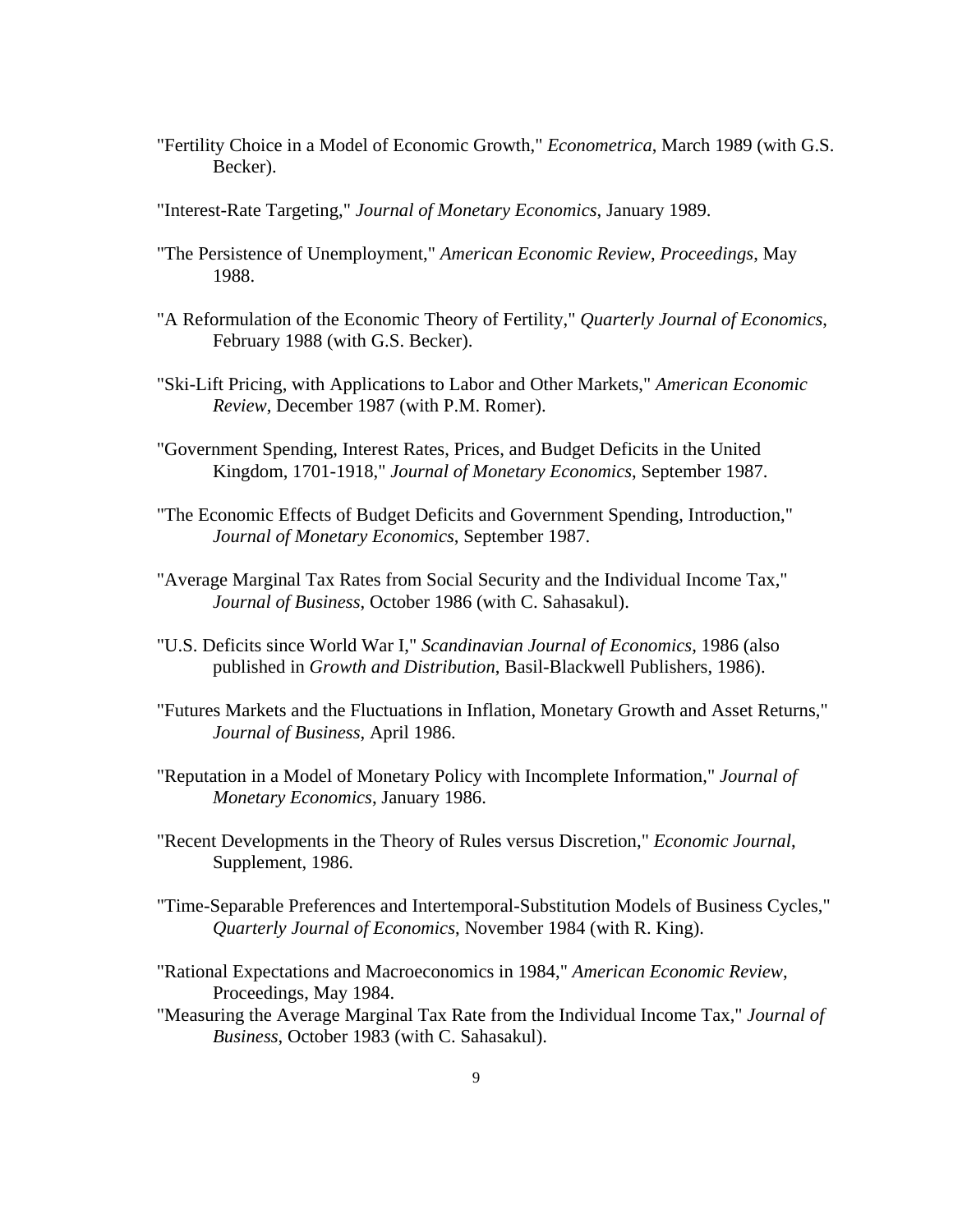"Fertility Choice in a Model of Economic Growth," *Econometrica*, March 1989 (with G.S. Becker).

"Interest-Rate Targeting," *Journal of Monetary Economics*, January 1989.

"The Persistence of Unemployment," *American Economic Review*, *Proceedings*, May 1988.

"A Reformulation of the Economic Theory of Fertility," *Quarterly Journal of Economics*, February 1988 (with G.S. Becker).

"Ski-Lift Pricing, with Applications to Labor and Other Markets," *American Economic Review*, December 1987 (with P.M. Romer).

"Government Spending, Interest Rates, Prices, and Budget Deficits in the United Kingdom, 1701-1918," *Journal of Monetary Economics*, September 1987.

"The Economic Effects of Budget Deficits and Government Spending, Introduction," *Journal of Monetary Economics*, September 1987.

"Average Marginal Tax Rates from Social Security and the Individual Income Tax," *Journal of Business*, October 1986 (with C. Sahasakul).

"U.S. Deficits since World War I," *Scandinavian Journal of Economics*, 1986 (also published in *Growth and Distribution*, Basil-Blackwell Publishers, 1986).

"Futures Markets and the Fluctuations in Inflation, Monetary Growth and Asset Returns," *Journal of Business*, April 1986.

"Reputation in a Model of Monetary Policy with Incomplete Information," *Journal of Monetary Economics*, January 1986.

"Recent Developments in the Theory of Rules versus Discretion," *Economic Journal*, Supplement, 1986.

"Time-Separable Preferences and Intertemporal-Substitution Models of Business Cycles," *Quarterly Journal of Economics*, November 1984 (with R. King).

"Rational Expectations and Macroeconomics in 1984," *American Economic Review*, Proceedings, May 1984.

"Measuring the Average Marginal Tax Rate from the Individual Income Tax," *Journal of Business*, October 1983 (with C. Sahasakul).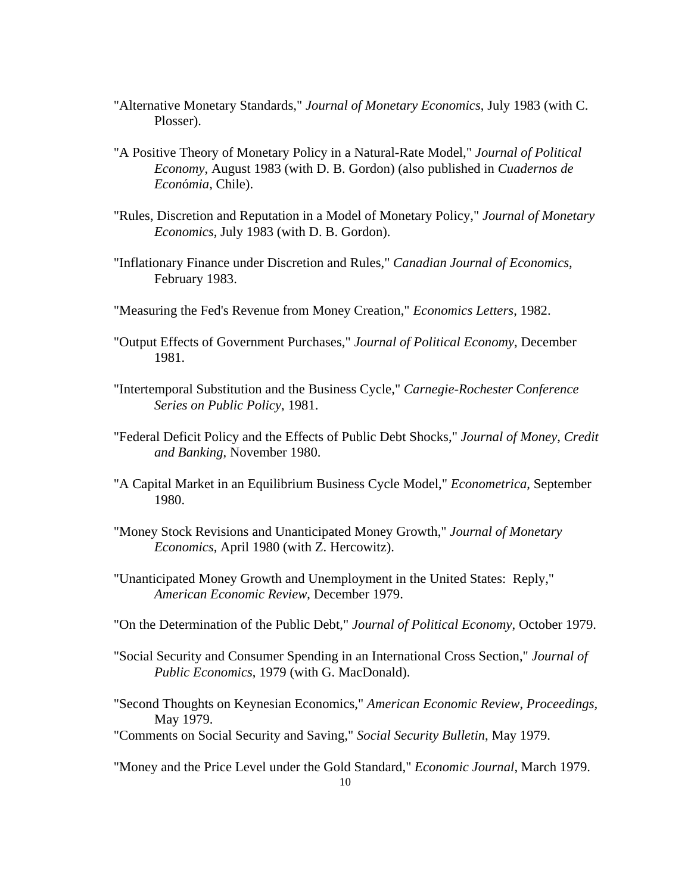"Alternative Monetary Standards," *Journal of Monetary Economics*, July 1983 (with C. Plosser).

"A Positive Theory of Monetary Policy in a Natural-Rate Model," *Journal of Political Economy*, August 1983 (with D. B. Gordon) (also published in *Cuadernos de Económia*, Chile).

"Rules, Discretion and Reputation in a Model of Monetary Policy," *Journal of Monetary Economics*, July 1983 (with D. B. Gordon).

"Inflationary Finance under Discretion and Rules," *Canadian Journal of Economics*, February 1983.

"Measuring the Fed's Revenue from Money Creation," *Economics Letters*, 1982.

"Output Effects of Government Purchases," *Journal of Political Economy*, December 1981.

"Intertemporal Substitution and the Business Cycle," *Carnegie-Rochester Conference Series on Public Policy*, 1981.

"Federal Deficit Policy and the Effects of Public Debt Shocks," *Journal of Money, Credit and Banking*, November 1980.

"A Capital Market in an Equilibrium Business Cycle Model," *Econometrica*, September 1980.

"Money Stock Revisions and Unanticipated Money Growth," *Journal of Monetary Economics*, April 1980 (with Z. Hercowitz).

"Unanticipated Money Growth and Unemployment in the United States: Reply," *American Economic Review*, December 1979.

"On the Determination of the Public Debt," *Journal of Political Economy*, October 1979.

"Social Security and Consumer Spending in an International Cross Section," *Journal of Public Economics*, 1979 (with G. MacDonald).

"Second Thoughts on Keynesian Economics," *American Economic Review*, *Proceedings*, May 1979.

"Comments on Social Security and Saving," *Social Security Bulletin*, May 1979.

"Money and the Price Level under the Gold Standard," *Economic Journal*, March 1979.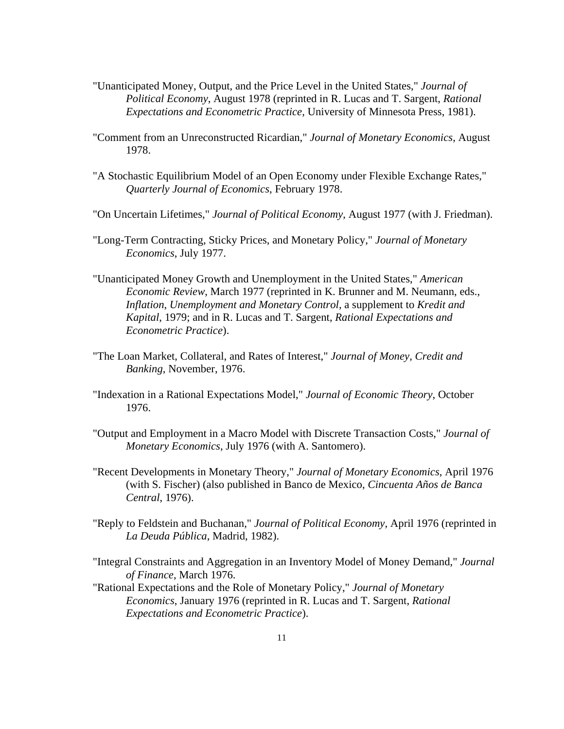"Unanticipated Money, Output, and the Price Level in the United States," *Journal of Political Economy*, August 1978 (reprinted in R. Lucas and T. Sargent, *Rational Expectations and Econometric Practice*, University of Minnesota Press, 1981).

"Comment from an Unreconstructed Ricardian," *Journal of Monetary Economics*, August 1978.

"A Stochastic Equilibrium Model of an Open Economy under Flexible Exchange Rates," *Quarterly Journal of Economics*, February 1978.

"On Uncertain Lifetimes," *Journal of Political Economy*, August 1977 (with J. Friedman).

"Long-Term Contracting, Sticky Prices, and Monetary Policy," *Journal of Monetary Economics*, July 1977.

"Unanticipated Money Growth and Unemployment in the United States," *American Economic Review*, March 1977 (reprinted in K. Brunner and M. Neumann, eds., *Inflation*, *Unemployment and Monetary Control*, a supplement to *Kredit and Kapital*, 1979; and in R. Lucas and T. Sargent, *Rational Expectations and Econometric Practice*).

"The Loan Market, Collateral, and Rates of Interest," *Journal of Money*, *Credit and Banking*, November, 1976.

"Indexation in a Rational Expectations Model," *Journal of Economic Theory*, October 1976.

"Output and Employment in a Macro Model with Discrete Transaction Costs," *Journal of Monetary Economics*, July 1976 (with A. Santomero).

"Recent Developments in Monetary Theory," *Journal of Monetary Economics*, April 1976 (with S. Fischer) (also published in Banco de Mexico, *Cincuenta Años de Banca Central*, 1976).

"Reply to Feldstein and Buchanan," *Journal of Political Economy*, April 1976 (reprinted in *La Deuda Pública*, Madrid, 1982).

"Integral Constraints and Aggregation in an Inventory Model of Money Demand," *Journal of Finance*, March 1976.

"Rational Expectations and the Role of Monetary Policy," *Journal of Monetary Economics*, January 1976 (reprinted in R. Lucas and T. Sargent, *Rational Expectations and Econometric Practice*).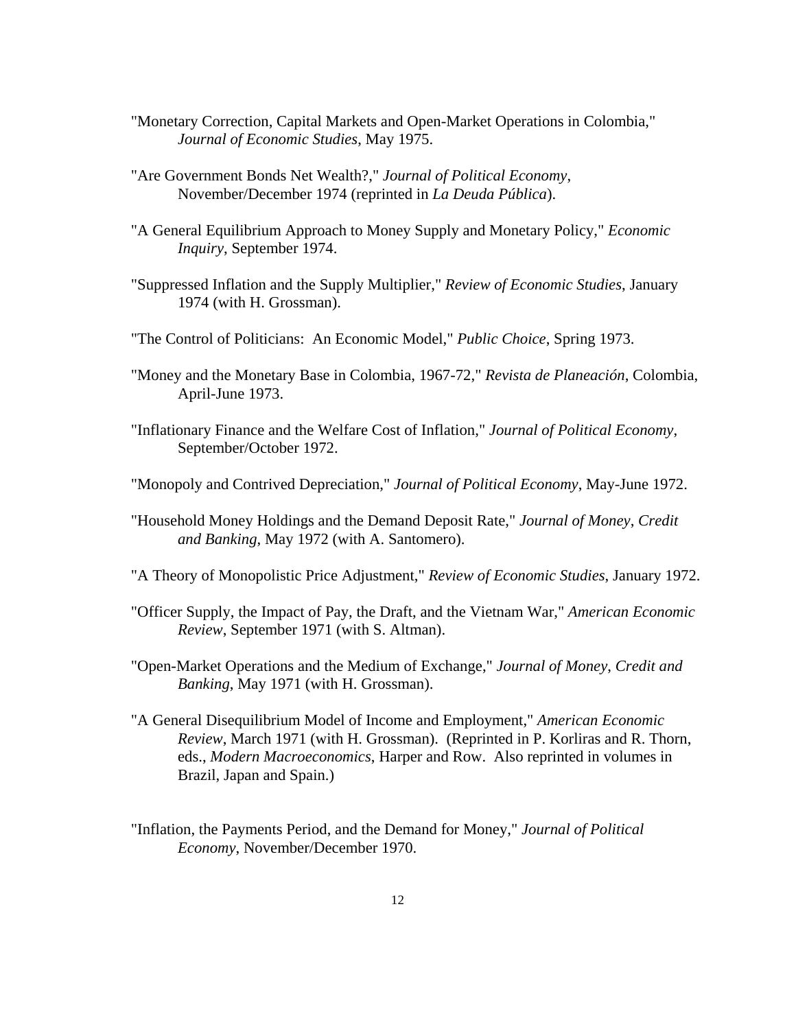"Monetary Correction, Capital Markets and Open-Market Operations in Colombia," *Journal of Economic Studies*, May 1975.

"Are Government Bonds Net Wealth?," *Journal of Political Economy*, November/December 1974 (reprinted in *La Deuda Pública*).

"A General Equilibrium Approach to Money Supply and Monetary Policy," *Economic Inquiry*, September 1974.

"Suppressed Inflation and the Supply Multiplier," *Review of Economic Studies*, January 1974 (with H. Grossman).

"The Control of Politicians: An Economic Model," *Public Choice*, Spring 1973.

"Money and the Monetary Base in Colombia, 1967-72," *Revista de Planeación*, Colombia, April-June 1973.

"Inflationary Finance and the Welfare Cost of Inflation," *Journal of Political Economy*, September/October 1972.

"Monopoly and Contrived Depreciation," *Journal of Political Economy*, May-June 1972.

"Household Money Holdings and the Demand Deposit Rate," *Journal of Money, Credit and Banking*, May 1972 (with A. Santomero).

"A Theory of Monopolistic Price Adjustment," *Review of Economic Studies*, January 1972.

"Officer Supply, the Impact of Pay, the Draft, and the Vietnam War," *American Economic Review*, September 1971 (with S. Altman).

"Open-Market Operations and the Medium of Exchange," *Journal of Money, Credit and Banking*, May 1971 (with H. Grossman).

"A General Disequilibrium Model of Income and Employment," *American Economic Review*, March 1971 (with H. Grossman). (Reprinted in P. Korliras and R. Thorn, eds., *Modern Macroeconomics*, Harper and Row. Also reprinted in volumes in Brazil, Japan and Spain.)

"Inflation, the Payments Period, and the Demand for Money," *Journal of Political Economy*, November/December 1970.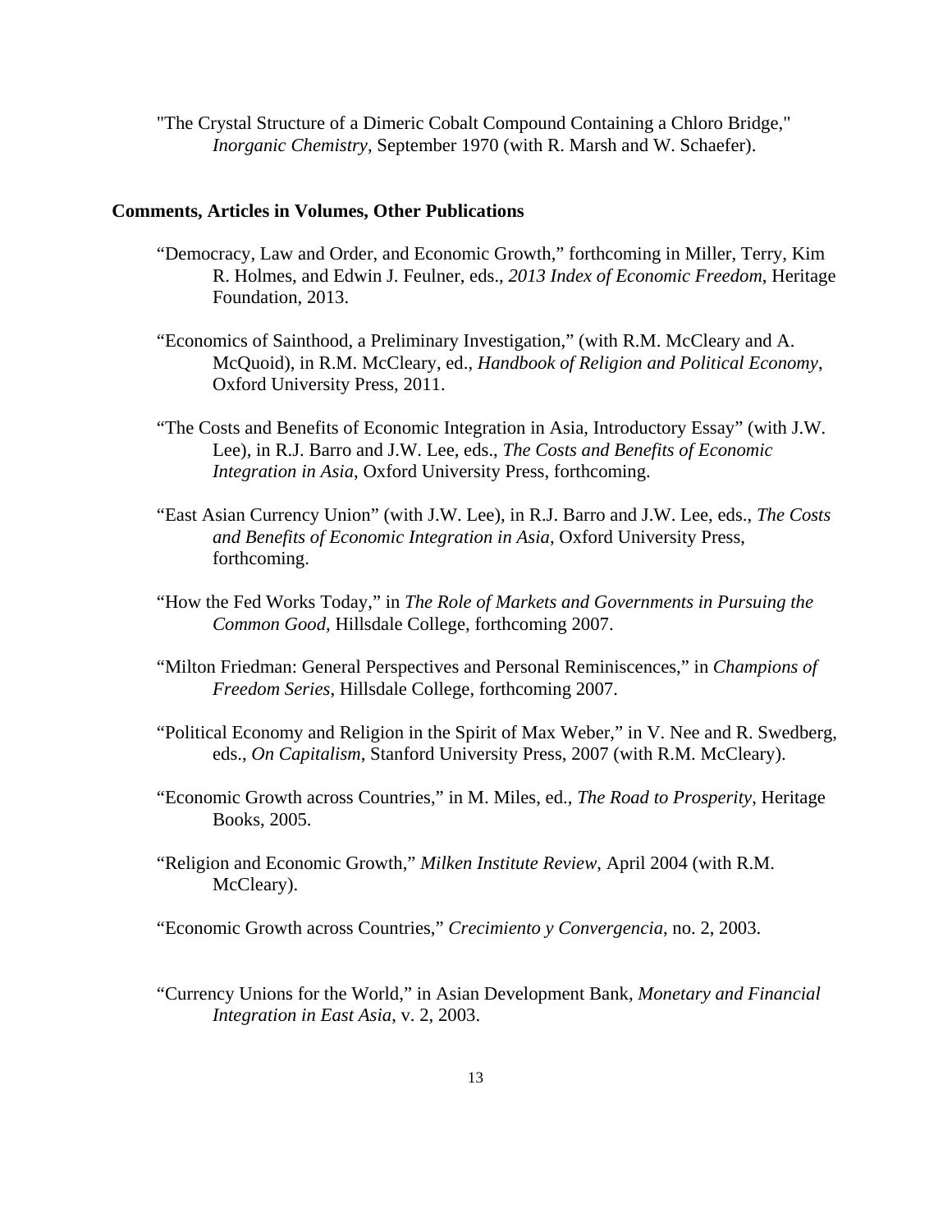"The Crystal Structure of a Dimeric Cobalt Compound Containing a Chloro Bridge," *Inorganic Chemistry*, September 1970 (with R. Marsh and W. Schaefer).

**Comments, Articles in Volumes, Other Publications**

"Democracy, Law and Order, and Economic Growth," forthcoming in Miller, Terry, Kim R. Holmes, and Edwin J. Feulner, eds., *2013 Index of Economic Freedom*, Heritage Foundation, 2013.

"Economics of Sainthood, a Preliminary Investigation," (with R.M. McCleary and A. McQuoid), in R.M. McCleary, ed., *Handbook of Religion and Political Economy*, Oxford University Press, 2011.

"The Costs and Benefits of Economic Integration in Asia, Introductory Essay" (with J.W. Lee), in R.J. Barro and J.W. Lee, eds., *The Costs and Benefits of Economic Integration in Asia*, Oxford University Press, forthcoming.

"East Asian Currency Union" (with J.W. Lee), in R.J. Barro and J.W. Lee, eds., *The Costs and Benefits of Economic Integration in Asia*, Oxford University Press, forthcoming.

"How the Fed Works Today," in *The Role of Markets and Governments in Pursuing the Common Good*, Hillsdale College, forthcoming 2007.

"Milton Friedman: General Perspectives and Personal Reminiscences," in *Champions of Freedom Series*, Hillsdale College, forthcoming 2007.

"Political Economy and Religion in the Spirit of Max Weber," in V. Nee and R. Swedberg, eds., *On Capitalism*, Stanford University Press, 2007 (with R.M. McCleary).

"Economic Growth across Countries," in M. Miles, ed., *The Road to Prosperity*, Heritage Books, 2005.

"Religion and Economic Growth," *Milken Institute Review*, April 2004 (with R.M. McCleary).

"Economic Growth across Countries," *Crecimiento y Convergencia*, no. 2, 2003.

"Currency Unions for the World," in Asian Development Bank, *Monetary and Financial Integration in East Asia*, v. 2, 2003.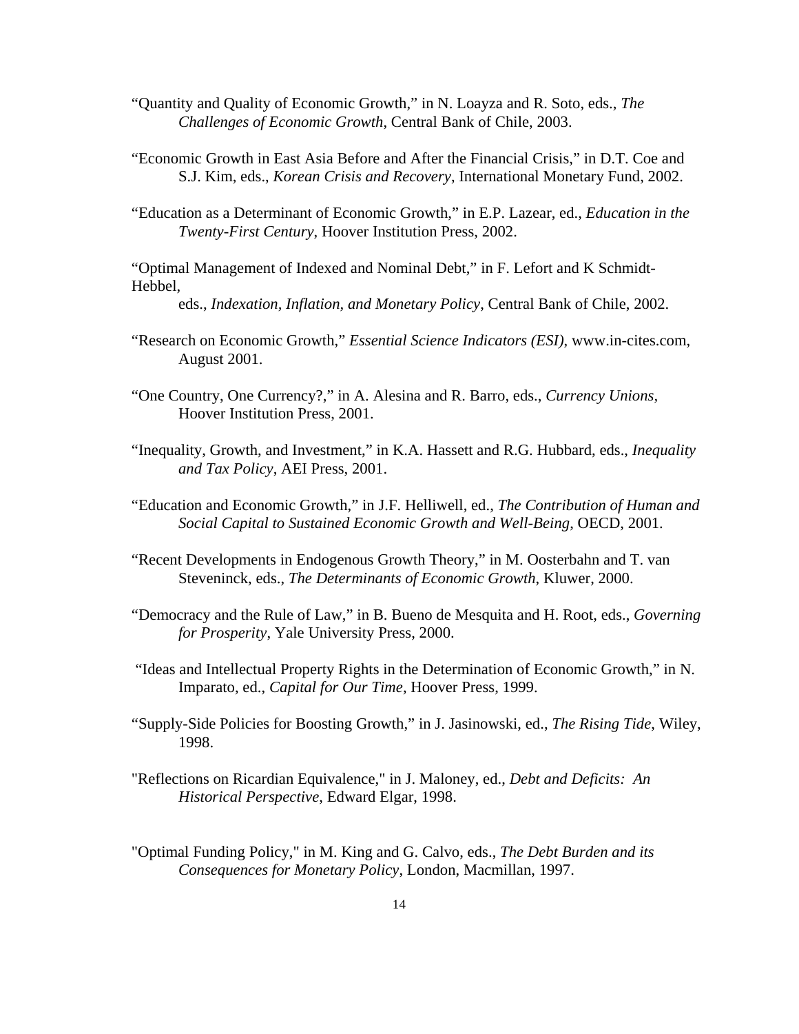"Quantity and Quality of Economic Growth," in N. Loayza and R. Soto, eds., *The Challenges of Economic Growth*, Central Bank of Chile, 2003.

"Economic Growth in East Asia Before and After the Financial Crisis," in D.T. Coe and S.J. Kim, eds., *Korean Crisis and Recovery*, International Monetary Fund, 2002.

"Education as a Determinant of Economic Growth," in E.P. Lazear, ed., *Education in the Twenty-First Century*, Hoover Institution Press, 2002.

"Optimal Management of Indexed and Nominal Debt," in F. Lefort and K Schmidt-Hebbel, eds., *Indexation, Inflation, and Monetary Policy*, Central Bank of Chile, 2002.

"Research on Economic Growth," *Essential Science Indicators (ESI)*, www.in-cites.com, August 2001.

"One Country, One Currency?," in A. Alesina and R. Barro, eds., *Currency Unions*, Hoover Institution Press, 2001.

"Inequality, Growth, and Investment," in K.A. Hassett and R.G. Hubbard, eds., *Inequality and Tax Policy*, AEI Press, 2001.

"Education and Economic Growth," in J.F. Helliwell, ed., *The Contribution of Human and Social Capital to Sustained Economic Growth and Well-Being*, OECD, 2001.

"Recent Developments in Endogenous Growth Theory," in M. Oosterbahn and T. van Steveninck, eds., *The Determinants of Economic Growth*, Kluwer, 2000.

"Democracy and the Rule of Law," in B. Bueno de Mesquita and H. Root, eds., *Governing for Prosperity*, Yale University Press, 2000.

"Ideas and Intellectual Property Rights in the Determination of Economic Growth," in N. Imparato, ed., *Capital for Our Time*, Hoover Press, 1999.

"Supply-Side Policies for Boosting Growth," in J. Jasinowski, ed., *The Rising Tide*, Wiley, 1998.

"Reflections on Ricardian Equivalence," in J. Maloney, ed., *Debt and Deficits: An Historical Perspective*, Edward Elgar, 1998.

"Optimal Funding Policy," in M. King and G. Calvo, eds., *The Debt Burden and its Consequences for Monetary Policy*, London, Macmillan, 1997.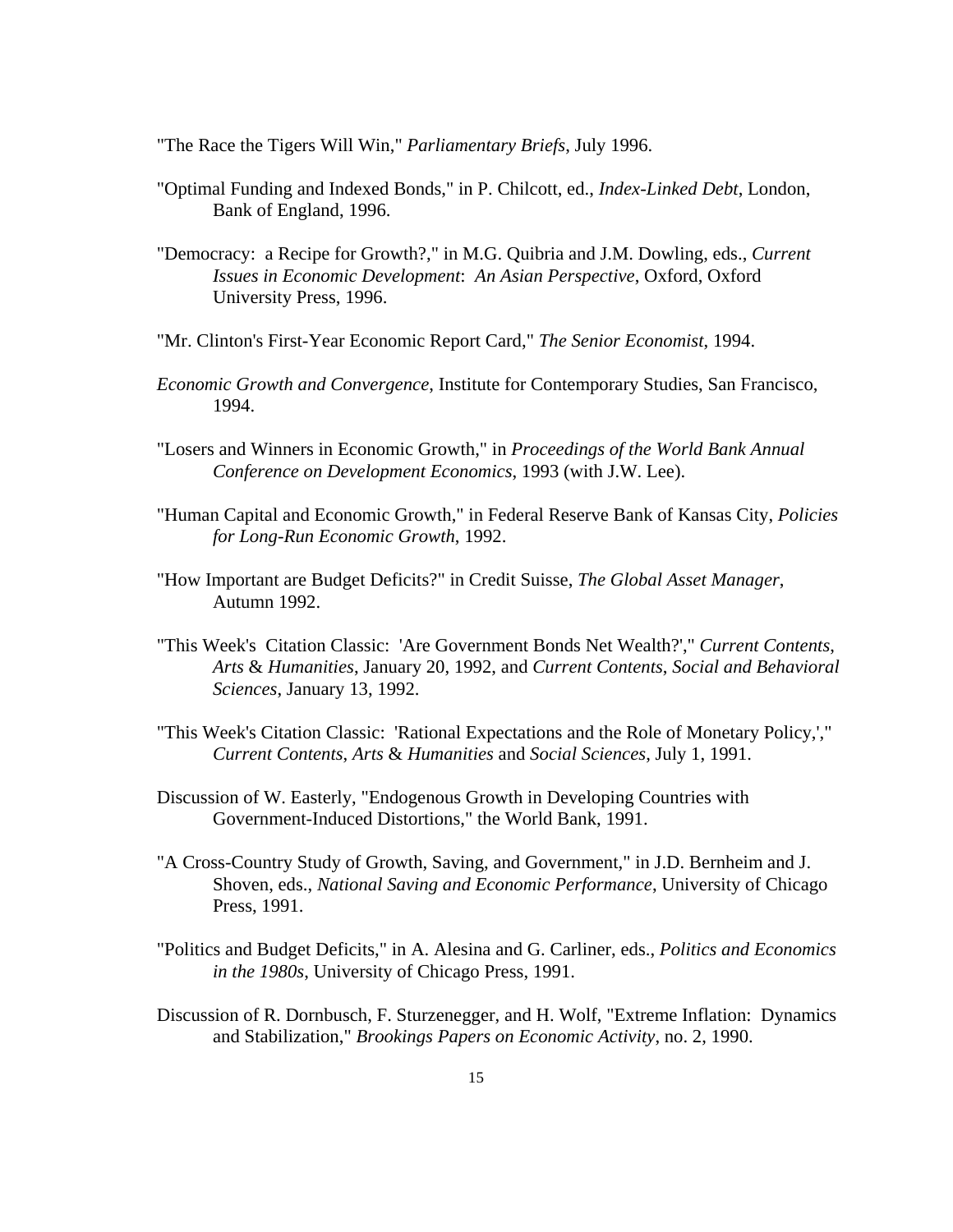"The Race the Tigers Will Win," *Parliamentary Briefs*, July 1996.

"Optimal Funding and Indexed Bonds," in P. Chilcott, ed., *Index-Linked Debt*, London, Bank of England, 1996.

"Democracy: a Recipe for Growth?," in M.G. Quibria and J.M. Dowling, eds., *Current Issues in Economic Development*: *An Asian Perspective*, Oxford, Oxford University Press, 1996.

"Mr. Clinton's First-Year Economic Report Card," *The Senior Economist*, 1994.

*Economic Growth and Convergence*, Institute for Contemporary Studies, San Francisco, 1994.

"Losers and Winners in Economic Growth," in *Proceedings of the World Bank Annual Conference on Development Economics*, 1993 (with J.W. Lee).

"Human Capital and Economic Growth," in Federal Reserve Bank of Kansas City, *Policies for Long-Run Economic Growth*, 1992.

"How Important are Budget Deficits?" in Credit Suisse, *The Global Asset Manager*, Autumn 1992.

"This Week's Citation Classic: 'Are Government Bonds Net Wealth?'," *Current Contents*, *Arts* & *Humanities*, January 20, 1992, and *Current Contents*, *Social and Behavioral Sciences*, January 13, 1992.

"This Week's Citation Classic: 'Rational Expectations and the Role of Monetary Policy,'," *Current Contents*, *Arts* & *Humanities* and *Social Sciences*, July 1, 1991.

Discussion of W. Easterly, "Endogenous Growth in Developing Countries with Government-Induced Distortions," the World Bank, 1991.

"A Cross-Country Study of Growth, Saving, and Government," in J.D. Bernheim and J. Shoven, eds., *National Saving and Economic Performance*, University of Chicago Press, 1991.

"Politics and Budget Deficits," in A. Alesina and G. Carliner, eds., *Politics and Economics in the 1980s*, University of Chicago Press, 1991.

Discussion of R. Dornbusch, F. Sturzenegger, and H. Wolf, "Extreme Inflation: Dynamics and Stabilization," *Brookings Papers on Economic Activity*, no. 2, 1990.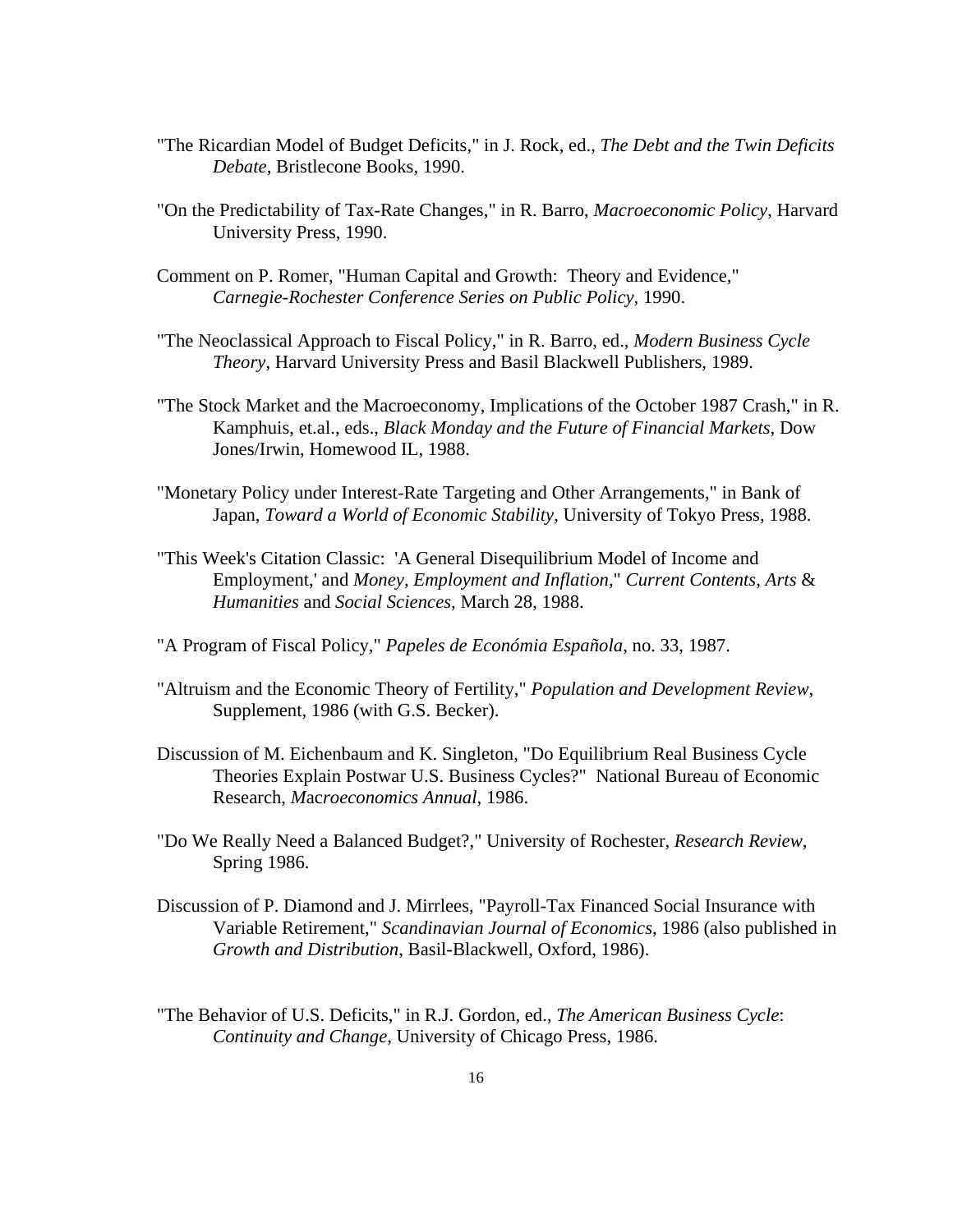"The Ricardian Model of Budget Deficits," in J. Rock, ed., *The Debt and the Twin Deficits Debate*, Bristlecone Books, 1990.

"On the Predictability of Tax-Rate Changes," in R. Barro, *Macroeconomic Policy*, Harvard University Press, 1990.

Comment on P. Romer, "Human Capital and Growth: Theory and Evidence," *Carnegie-Rochester Conference Series on Public Policy*, 1990.

"The Neoclassical Approach to Fiscal Policy," in R. Barro, ed., *Modern Business Cycle Theory*, Harvard University Press and Basil Blackwell Publishers, 1989.

"The Stock Market and the Macroeconomy, Implications of the October 1987 Crash," in R. Kamphuis, et.al., eds., *Black Monday and the Future of Financial Markets*, Dow Jones/Irwin, Homewood IL, 1988.

"Monetary Policy under Interest-Rate Targeting and Other Arrangements," in Bank of Japan, *Toward a World of Economic Stability*, University of Tokyo Press, 1988.

"This Week's Citation Classic: 'A General Disequilibrium Model of Income and Employment,' and *Money*, *Employment and Inflation*," *Current Contents*, *Arts* & *Humanities* and *Social Sciences*, March 28, 1988.

"A Program of Fiscal Policy," *Papeles de Económia Española*, no. 33, 1987.

"Altruism and the Economic Theory of Fertility," *Population and Development Review*, Supplement, 1986 (with G.S. Becker).

Discussion of M. Eichenbaum and K. Singleton, "Do Equilibrium Real Business Cycle Theories Explain Postwar U.S. Business Cycles?" National Bureau of Economic Research, *Macroeconomics Annual*, 1986.

"Do We Really Need a Balanced Budget?," University of Rochester, *Research Review*, Spring 1986.

Discussion of P. Diamond and J. Mirrlees, "Payroll-Tax Financed Social Insurance with Variable Retirement," *Scandinavian Journal of Economics*, 1986 (also published in *Growth and Distribution*, Basil-Blackwell, Oxford, 1986).

"The Behavior of U.S. Deficits," in R.J. Gordon, ed., *The American Business Cycle*: *Continuity and Change*, University of Chicago Press, 1986.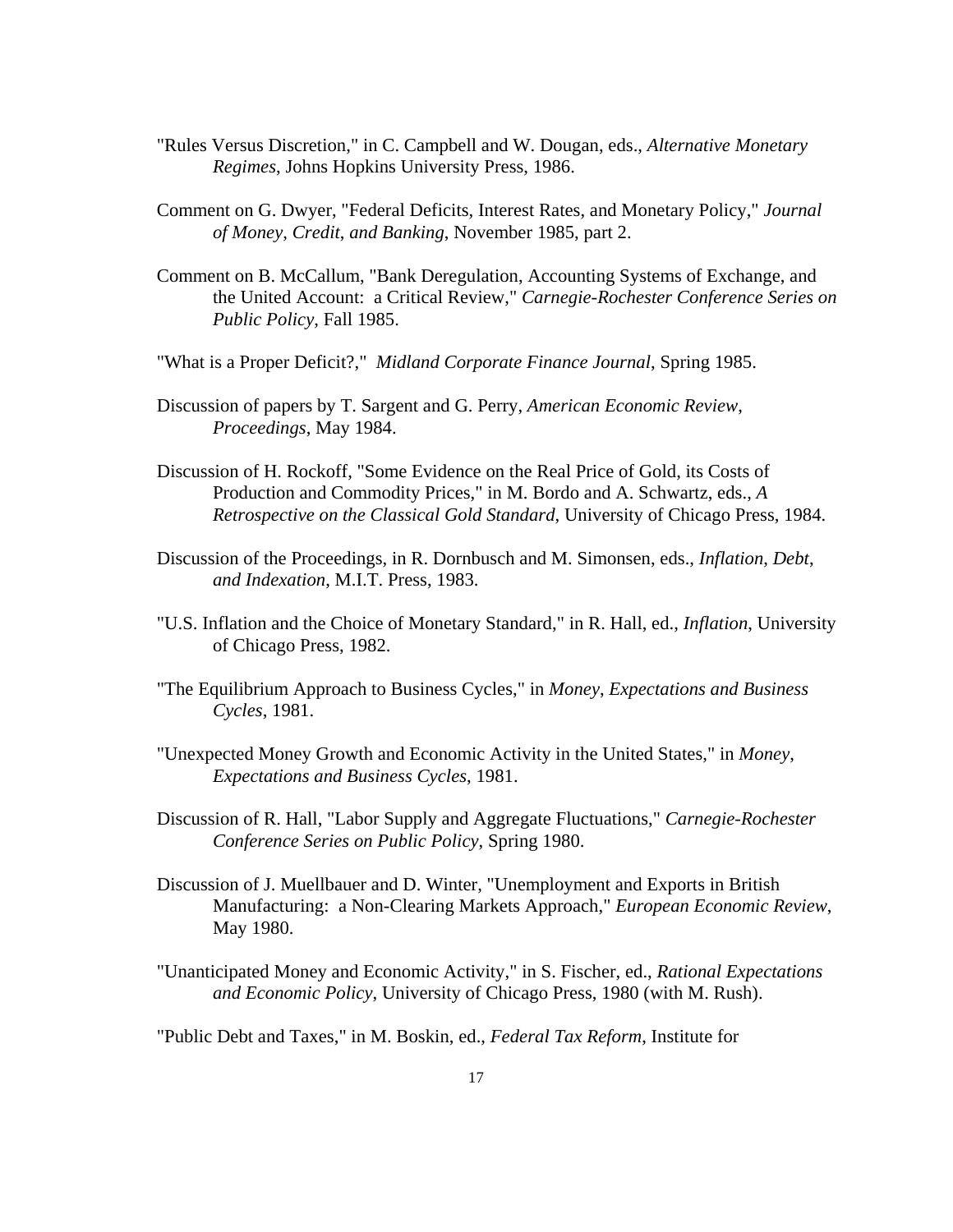"Rules Versus Discretion," in C. Campbell and W. Dougan, eds., *Alternative Monetary Regimes*, Johns Hopkins University Press, 1986.

Comment on G. Dwyer, "Federal Deficits, Interest Rates, and Monetary Policy," *Journal of Money, Credit, and Banking*, November 1985, part 2.

Comment on B. McCallum, "Bank Deregulation, Accounting Systems of Exchange, and the United Account: a Critical Review," *Carnegie-Rochester Conference Series on Public Policy*, Fall 1985.

"What is a Proper Deficit?," *Midland Corporate Finance Journal*, Spring 1985.

Discussion of papers by T. Sargent and G. Perry, *American Economic Review, Proceedings*, May 1984.

Discussion of H. Rockoff, "Some Evidence on the Real Price of Gold, its Costs of Production and Commodity Prices," in M. Bordo and A. Schwartz, eds., *A Retrospective on the Classical Gold Standard*, University of Chicago Press, 1984.

Discussion of the Proceedings, in R. Dornbusch and M. Simonsen, eds., *Inflation, Debt, and Indexation*, M.I.T. Press, 1983.

"U.S. Inflation and the Choice of Monetary Standard," in R. Hall, ed., *Inflation*, University of Chicago Press, 1982.

"The Equilibrium Approach to Business Cycles," in *Money, Expectations and Business Cycles*, 1981.

"Unexpected Money Growth and Economic Activity in the United States," in *Money, Expectations and Business Cycles*, 1981.

Discussion of R. Hall, "Labor Supply and Aggregate Fluctuations," *Carnegie-Rochester Conference Series on Public Policy*, Spring 1980.

Discussion of J. Muellbauer and D. Winter, "Unemployment and Exports in British Manufacturing: a Non-Clearing Markets Approach," *European Economic Review*, May 1980.

"Unanticipated Money and Economic Activity," in S. Fischer, ed., *Rational Expectations and Economic Policy*, University of Chicago Press, 1980 (with M. Rush).

"Public Debt and Taxes," in M. Boskin, ed., *Federal Tax Reform*, Institute for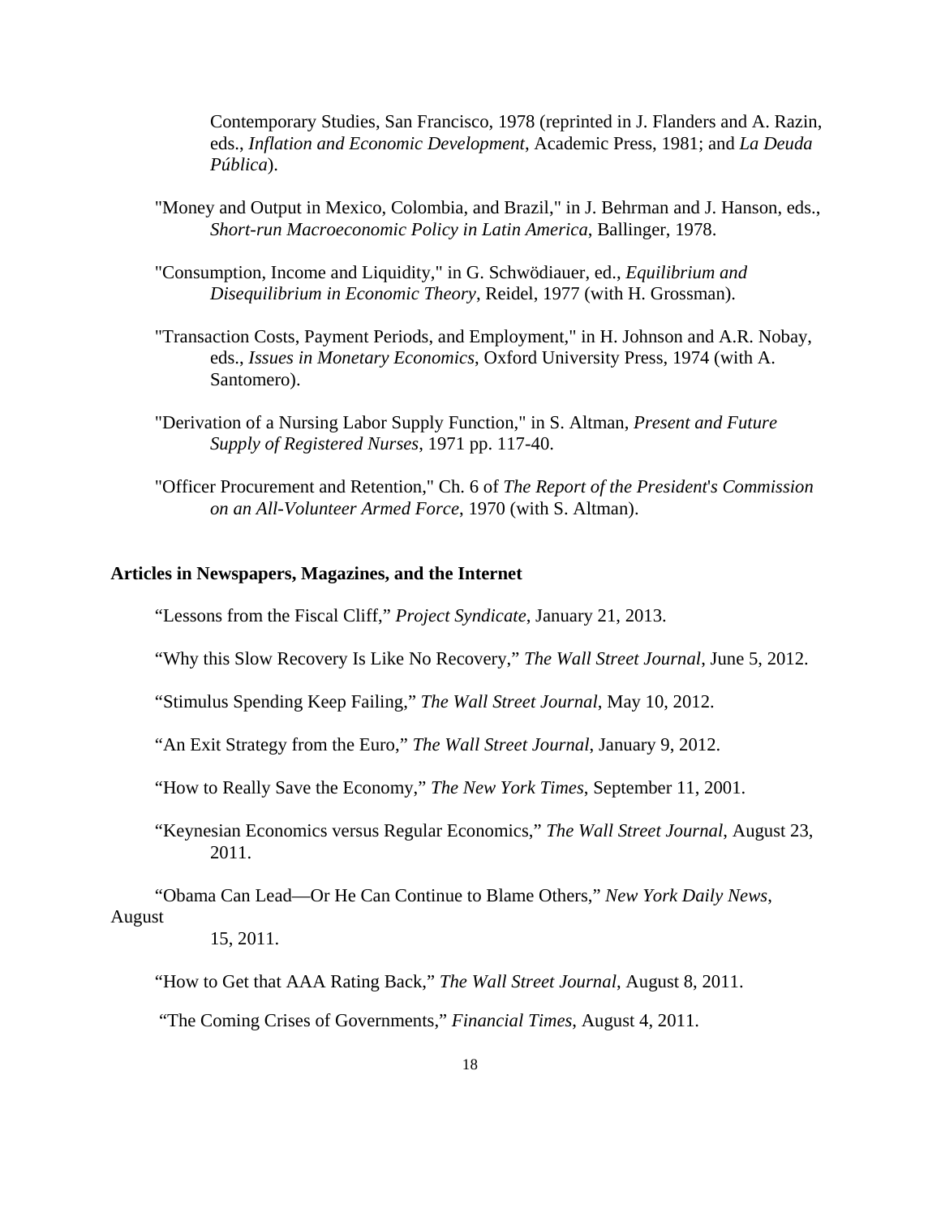Contemporary Studies, San Francisco, 1978 (reprinted in J. Flanders and A. Razin, eds., *Inflation and Economic Development*, Academic Press, 1981; and *La Deuda Pública*).

"Money and Output in Mexico, Colombia, and Brazil," in J. Behrman and J. Hanson, eds., *Short-run Macroeconomic Policy in Latin America*, Ballinger, 1978.

"Consumption, Income and Liquidity," in G. Schwödiauer, ed., *Equilibrium and Disequilibrium in Economic Theory*, Reidel, 1977 (with H. Grossman).

"Transaction Costs, Payment Periods, and Employment," in H. Johnson and A.R. Nobay, eds., *Issues in Monetary Economics*, Oxford University Press, 1974 (with A. Santomero).

"Derivation of a Nursing Labor Supply Function," in S. Altman, *Present and Future Supply of Registered Nurses*, 1971 pp. 117-40.

"Officer Procurement and Retention," Ch. 6 of *The Report of the President's Commission on an All-Volunteer Armed Force*, 1970 (with S. Altman).

### Articles in Newspapers, Magazines, and the Internet

"Lessons from the Fiscal Cliff," *Project Syndicate*, January 21, 2013.

"Why this Slow Recovery Is Like No Recovery," *The Wall Street Journal*, June 5, 2012.

"Stimulus Spending Keep Failing," *The Wall Street Journal*, May 10, 2012.

"An Exit Strategy from the Euro," *The Wall Street Journal*, January 9, 2012.

"How to Really Save the Economy," *The New York Times*, September 11, 2001.

"Keynesian Economics versus Regular Economics," *The Wall Street Journal*, August 23, 2011.

"Obama Can Lead—Or He Can Continue to Blame Others," *New York Daily News*, August 15, 2011.

"How to Get that AAA Rating Back," *The Wall Street Journal*, August 8, 2011.

"The Coming Crises of Governments," *Financial Times*, August 4, 2011.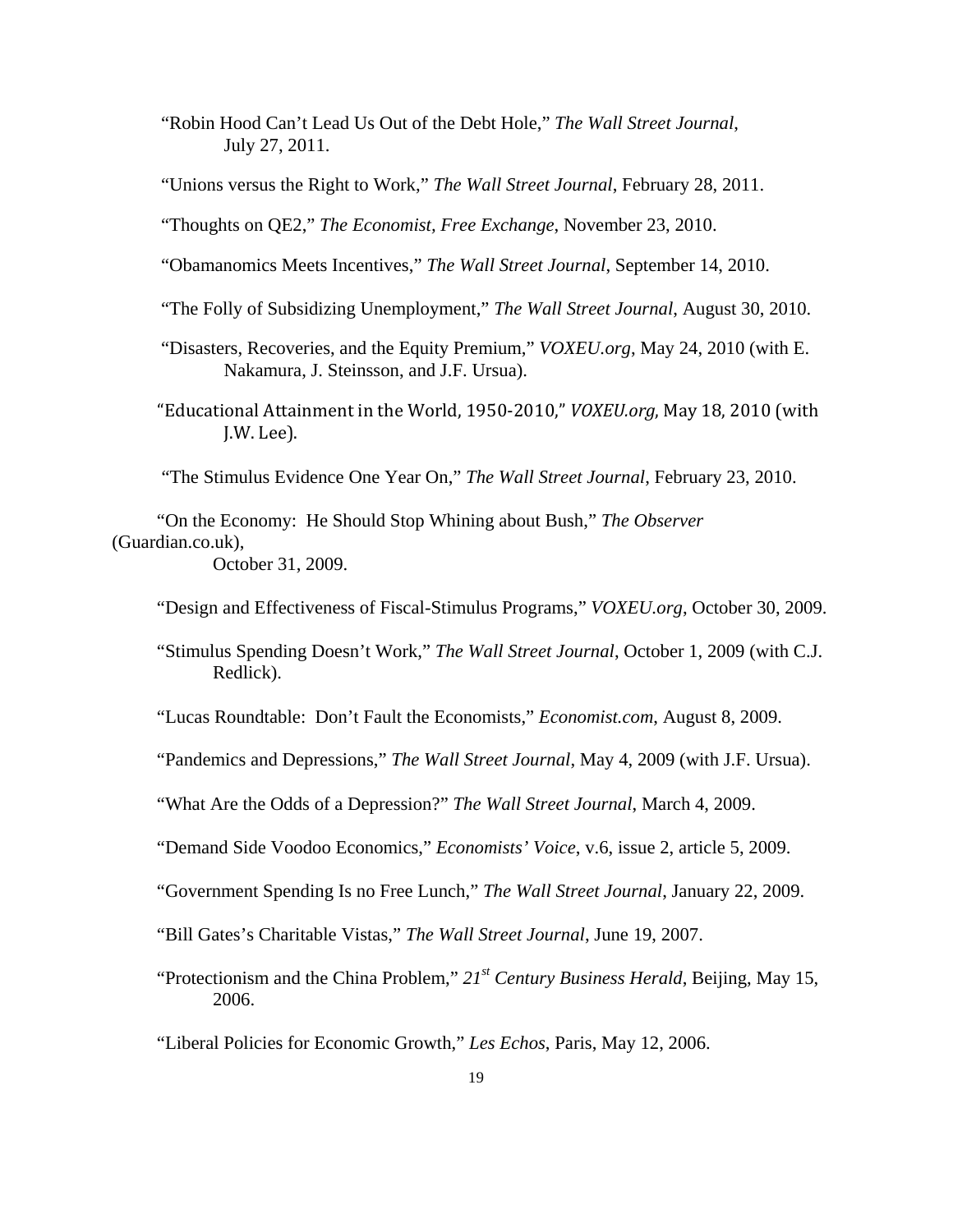"Robin Hood Can't Lead Us Out of the Debt Hole," *The Wall Street Journal*, July 27, 2011.

"Unions versus the Right to Work," *The Wall Street Journal*, February 28, 2011.

"Thoughts on QE2," *The Economist, Free Exchange*, November 23, 2010.

"Obamanomics Meets Incentives," *The Wall Street Journal*, September 14, 2010.

"The Folly of Subsidizing Unemployment," *The Wall Street Journal*, August 30, 2010.

"Disasters, Recoveries, and the Equity Premium," *VOXEU.org*, May 24, 2010 (with E. Nakamura, J. Steinsson, and J.F. Ursua).

"Educational Attainment in the World, 1950-2010," *VOXEU.org*, May 18, 2010 (with J.W. Lee).

"The Stimulus Evidence One Year On," *The Wall Street Journal*, February 23, 2010.

"On the Economy: He Should Stop Whining about Bush," *The Observer* (Guardian.co.uk), October 31, 2009.

"Design and Effectiveness of Fiscal-Stimulus Programs," *VOXEU.org*, October 30, 2009.

"Stimulus Spending Doesn't Work," *The Wall Street Journal*, October 1, 2009 (with C.J. Redlick).

"Lucas Roundtable: Don't Fault the Economists," *Economist.com*, August 8, 2009.

"Pandemics and Depressions," *The Wall Street Journal*, May 4, 2009 (with J.F. Ursua).

"What Are the Odds of a Depression?" *The Wall Street Journal*, March 4, 2009.

"Demand Side Voodoo Economics," *Economists' Voice*, v.6, issue 2, article 5, 2009.

"Government Spending Is no Free Lunch," *The Wall Street Journal*, January 22, 2009.

"Bill Gates's Charitable Vistas," *The Wall Street Journal*, June 19, 2007.

"Protectionism and the China Problem," *21st Century Business Herald*, Beijing, May 15, 2006.

"Liberal Policies for Economic Growth," *Les Echos*, Paris, May 12, 2006.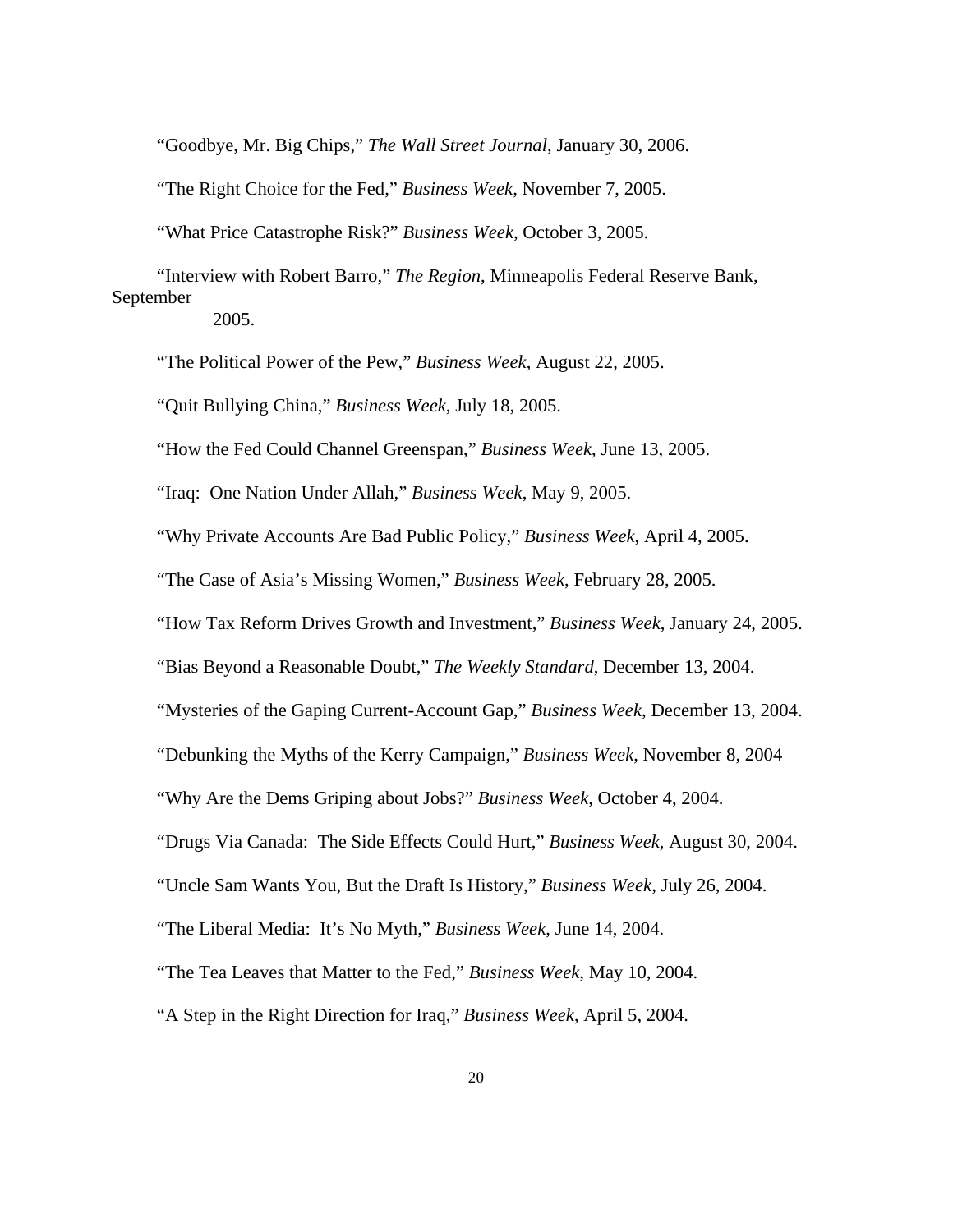"Goodbye, Mr. Big Chips," *The Wall Street Journal*, January 30, 2006.

"The Right Choice for the Fed," *Business Week*, November 7, 2005.

"What Price Catastrophe Risk?" *Business Week*, October 3, 2005.

"Interview with Robert Barro," *The Region*, Minneapolis Federal Reserve Bank, September 2005.

"The Political Power of the Pew," *Business Week*, August 22, 2005.

"Quit Bullying China," *Business Week*, July 18, 2005.

"How the Fed Could Channel Greenspan," *Business Week*, June 13, 2005.

"Iraq: One Nation Under Allah," *Business Week*, May 9, 2005.

"Why Private Accounts Are Bad Public Policy," *Business Week*, April 4, 2005.

"The Case of Asia's Missing Women," *Business Week*, February 28, 2005.

"How Tax Reform Drives Growth and Investment," *Business Week*, January 24, 2005.

"Bias Beyond a Reasonable Doubt," *The Weekly Standard*, December 13, 2004.

"Mysteries of the Gaping Current-Account Gap," *Business Week*, December 13, 2004.

"Debunking the Myths of the Kerry Campaign," *Business Week*, November 8, 2004

"Why Are the Dems Griping about Jobs?" *Business Week*, October 4, 2004.

"Drugs Via Canada: The Side Effects Could Hurt," *Business Week*, August 30, 2004.

"Uncle Sam Wants You, But the Draft Is History," *Business Week*, July 26, 2004.

"The Liberal Media: It's No Myth," *Business Week*, June 14, 2004.

"The Tea Leaves that Matter to the Fed," *Business Week*, May 10, 2004.

"A Step in the Right Direction for Iraq," *Business Week*, April 5, 2004.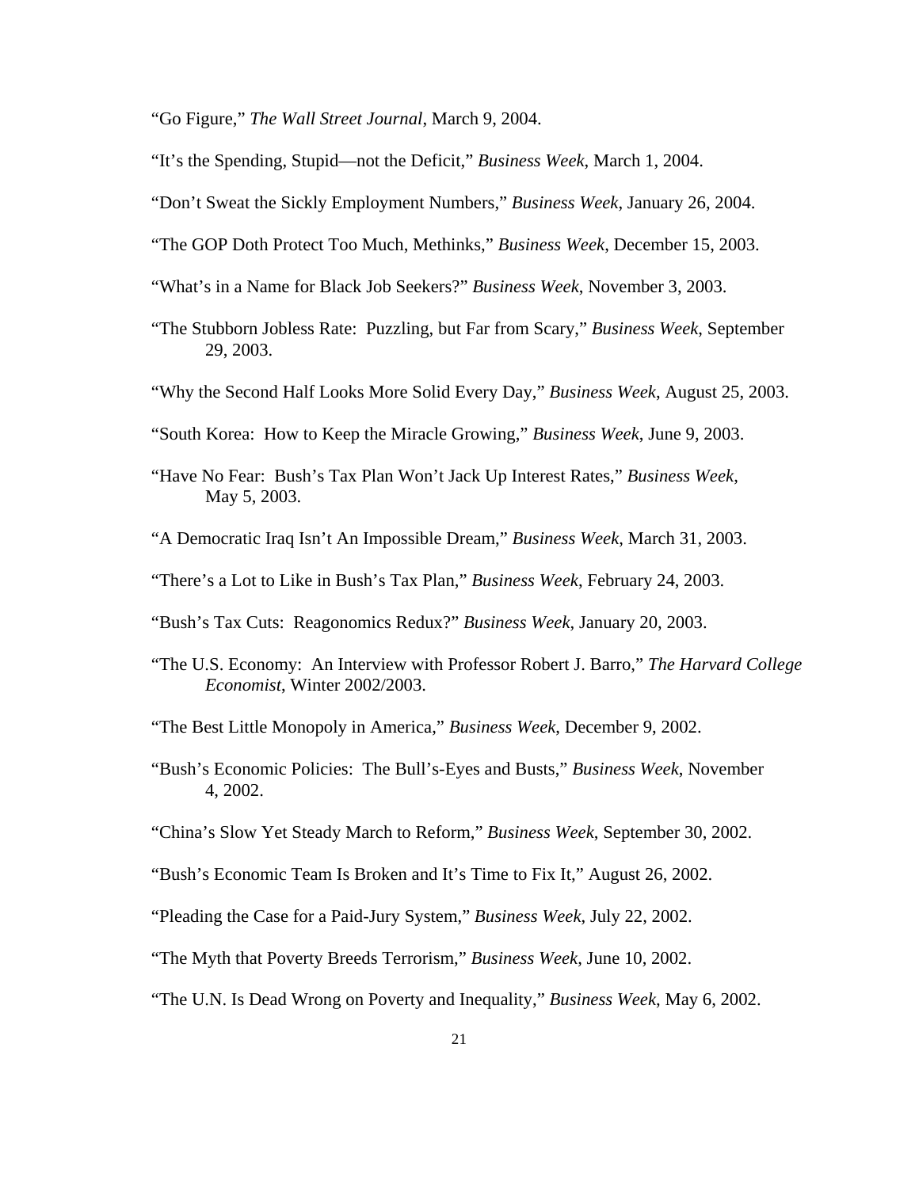"Go Figure," *The Wall Street Journal*, March 9, 2004.

"It's the Spending, Stupid—not the Deficit," *Business Week*, March 1, 2004.

"Don't Sweat the Sickly Employment Numbers," *Business Week*, January 26, 2004.

"The GOP Doth Protect Too Much, Methinks," *Business Week*, December 15, 2003.

"What's in a Name for Black Job Seekers?" *Business Week*, November 3, 2003.

"The Stubborn Jobless Rate: Puzzling, but Far from Scary," *Business Week*, September 29, 2003.

"Why the Second Half Looks More Solid Every Day," *Business Week*, August 25, 2003.

"South Korea: How to Keep the Miracle Growing," *Business Week*, June 9, 2003.

"Have No Fear: Bush's Tax Plan Won't Jack Up Interest Rates," *Business Week*, May 5, 2003.

"A Democratic Iraq Isn't An Impossible Dream," *Business Week*, March 31, 2003.

"There's a Lot to Like in Bush's Tax Plan," *Business Week*, February 24, 2003.

"Bush's Tax Cuts: Reagonomics Redux?" *Business Week*, January 20, 2003.

"The U.S. Economy: An Interview with Professor Robert J. Barro," *The Harvard College Economist*, Winter 2002/2003.

"The Best Little Monopoly in America," *Business Week*, December 9, 2002.

"Bush's Economic Policies: The Bull's-Eyes and Busts," *Business Week*, November 4, 2002.

"China's Slow Yet Steady March to Reform," *Business Week*, September 30, 2002.

"Bush's Economic Team Is Broken and It's Time to Fix It," August 26, 2002.

"Pleading the Case for a Paid-Jury System," *Business Week*, July 22, 2002.

"The Myth that Poverty Breeds Terrorism," *Business Week*, June 10, 2002.

"The U.N. Is Dead Wrong on Poverty and Inequality," *Business Week*, May 6, 2002.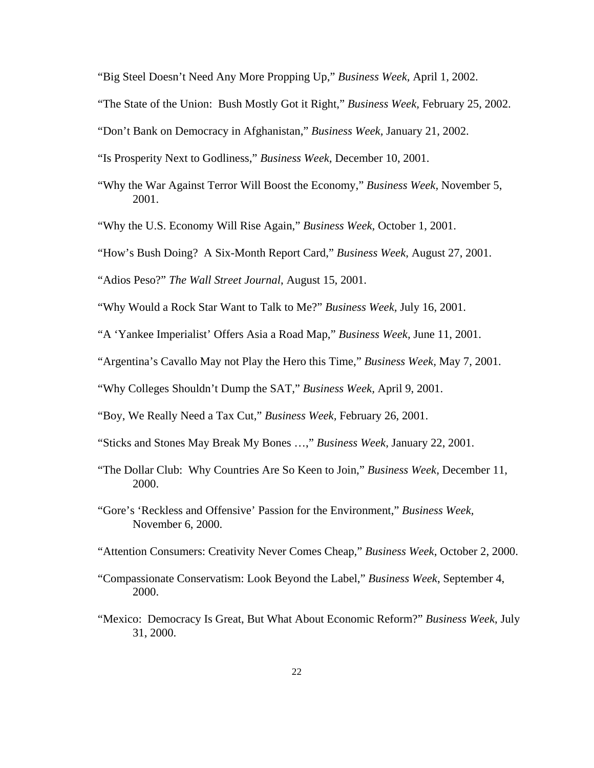“Big Steel Doesn’t Need Any More Propping Up,” *Business Week,* April 1, 2002.

“The State of the Union:  Bush Mostly Got it Right,” *Business Week,* February 25, 2002.

“Don’t Bank on Democracy in Afghanistan,” *Business Week,* January 21, 2002.

“Is Prosperity Next to Godliness,” *Business Week,* December 10, 2001.

“Why the War Against Terror Will Boost the Economy,” *Business Week,* November 5, 2001.

“Why the U.S. Economy Will Rise Again,” *Business Week,* October 1, 2001.

“How’s Bush Doing?  A Six-Month Report Card,” *Business Week,* August 27, 2001.

“Adios Peso?” *The Wall Street Journal*, August 15, 2001.

“Why Would a Rock Star Want to Talk to Me?” *Business Week,* July 16, 2001.

“A ‘Yankee Imperialist’ Offers Asia a Road Map,” *Business Week,* June 11, 2001.

“Argentina’s Cavallo May not Play the Hero this Time,” *Business Week,* May 7, 2001.

“Why Colleges Shouldn’t Dump the SAT,” *Business Week,* April 9, 2001.

“Boy, We Really Need a Tax Cut,” *Business Week,* February 26, 2001.

“Sticks and Stones May Break My Bones …,” *Business Week,* January 22, 2001.

“The Dollar Club:  Why Countries Are So Keen to Join,” *Business Week,* December 11, 2000.

“Gore’s ‘Reckless and Offensive’ Passion for the Environment,” *Business Week,* November 6, 2000.

“Attention Consumers: Creativity Never Comes Cheap,” *Business Week*, October 2, 2000.

“Compassionate Conservatism: Look Beyond the Label,” *Business Week*, September 4, 2000.

“Mexico:  Democracy Is Great, But What About Economic Reform?” *Business Week*, July 31, 2000.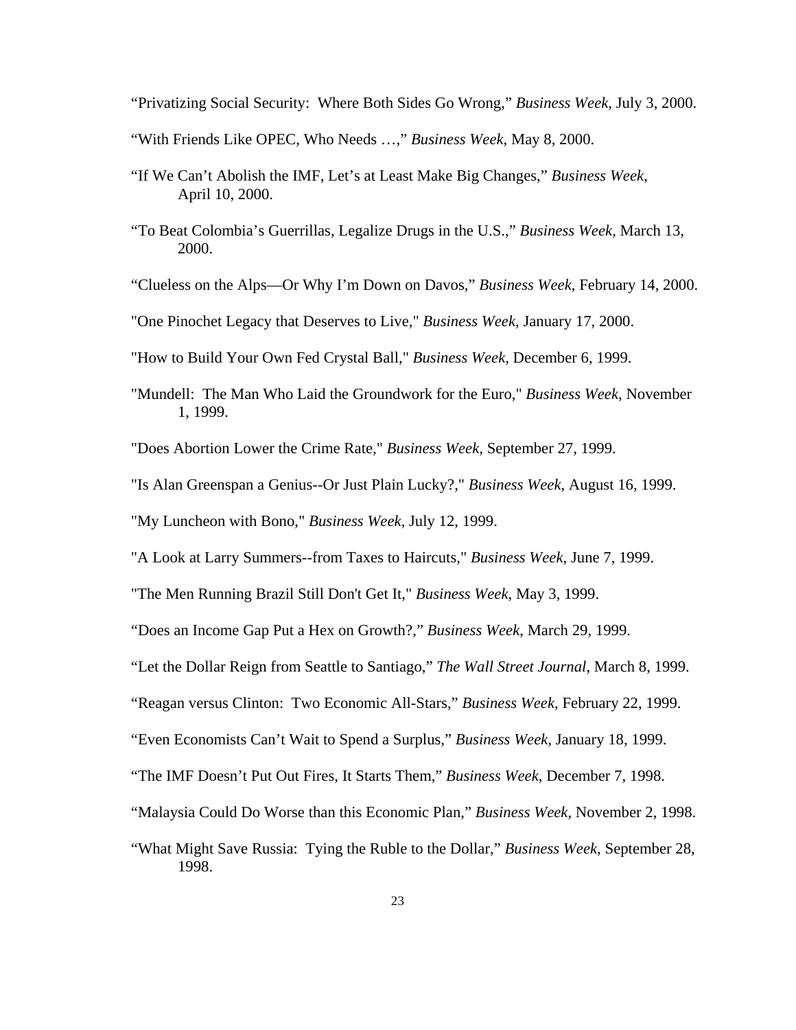“Privatizing Social Security: Where Both Sides Go Wrong,” *Business Week*, July 3, 2000.

“With Friends Like OPEC, Who Needs …,” *Business Week*, May 8, 2000.

“If We Can’t Abolish the IMF, Let’s at Least Make Big Changes,” *Business Week*, April 10, 2000.

“To Beat Colombia’s Guerrillas, Legalize Drugs in the U.S.,” *Business Week*, March 13, 2000.

“Clueless on the Alps—Or Why I’m Down on Davos,” *Business Week*, February 14, 2000.

"One Pinochet Legacy that Deserves to Live," *Business Week*, January 17, 2000.

"How to Build Your Own Fed Crystal Ball," *Business Week*, December 6, 1999.

"Mundell: The Man Who Laid the Groundwork for the Euro," *Business Week*, November 1, 1999.

"Does Abortion Lower the Crime Rate," *Business Week*, September 27, 1999.

"Is Alan Greenspan a Genius--Or Just Plain Lucky?," *Business Week*, August 16, 1999.

"My Luncheon with Bono," *Business Week*, July 12, 1999.

"A Look at Larry Summers--from Taxes to Haircuts," *Business Week*, June 7, 1999.

"The Men Running Brazil Still Don't Get It," *Business Week*, May 3, 1999.

“Does an Income Gap Put a Hex on Growth?,” *Business Week*, March 29, 1999.

“Let the Dollar Reign from Seattle to Santiago,” *The Wall Street Journal*, March 8, 1999.

“Reagan versus Clinton: Two Economic All-Stars,” *Business Week*, February 22, 1999.

“Even Economists Can’t Wait to Spend a Surplus,” *Business Week*, January 18, 1999.

“The IMF Doesn’t Put Out Fires, It Starts Them,” *Business Week*, December 7, 1998.

“Malaysia Could Do Worse than this Economic Plan,” *Business Week*, November 2, 1998.

“What Might Save Russia: Tying the Ruble to the Dollar,” *Business Week*, September 28, 1998.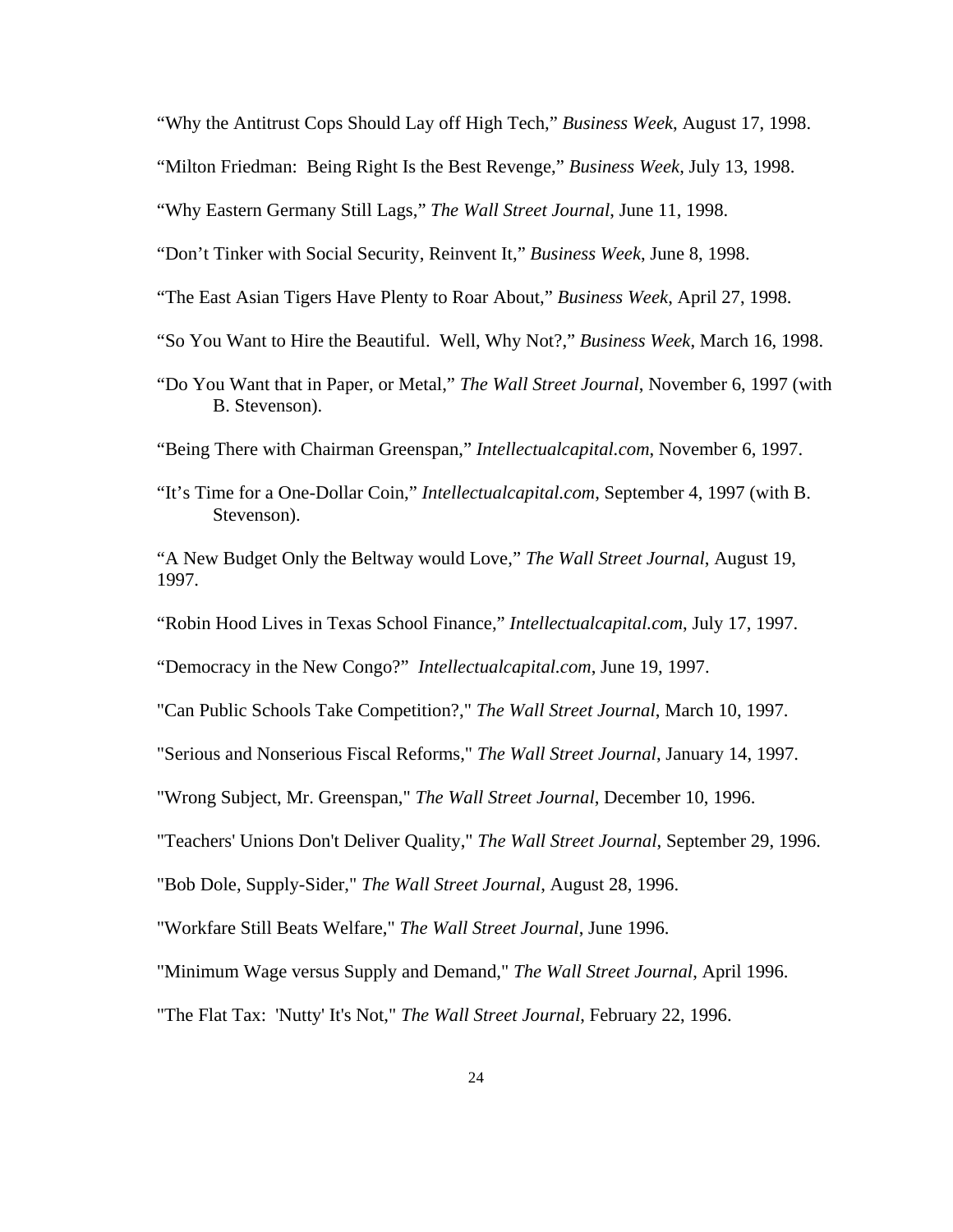"Why the Antitrust Cops Should Lay off High Tech," *Business Week*, August 17, 1998.

"Milton Friedman: Being Right Is the Best Revenge," *Business Week*, July 13, 1998.

"Why Eastern Germany Still Lags," *The Wall Street Journal*, June 11, 1998.

"Don't Tinker with Social Security, Reinvent It," *Business Week*, June 8, 1998.

"The East Asian Tigers Have Plenty to Roar About," *Business Week*, April 27, 1998.

"So You Want to Hire the Beautiful. Well, Why Not?," *Business Week*, March 16, 1998.

"Do You Want that in Paper, or Metal," *The Wall Street Journal*, November 6, 1997 (with B. Stevenson).

"Being There with Chairman Greenspan," *Intellectualcapital.com*, November 6, 1997.

"It's Time for a One-Dollar Coin," *Intellectualcapital.com*, September 4, 1997 (with B. Stevenson).

"A New Budget Only the Beltway would Love," *The Wall Street Journal*, August 19, 1997.

"Robin Hood Lives in Texas School Finance," *Intellectualcapital.com*, July 17, 1997.

"Democracy in the New Congo?" *Intellectualcapital.com*, June 19, 1997.

"Can Public Schools Take Competition?," *The Wall Street Journal*, March 10, 1997.

"Serious and Nonserious Fiscal Reforms," *The Wall Street Journal*, January 14, 1997.

"Wrong Subject, Mr. Greenspan," *The Wall Street Journal*, December 10, 1996.

"Teachers' Unions Don't Deliver Quality," *The Wall Street Journal*, September 29, 1996.

"Bob Dole, Supply-Sider," *The Wall Street Journal*, August 28, 1996.

"Workfare Still Beats Welfare," *The Wall Street Journal*, June 1996.

"Minimum Wage versus Supply and Demand," *The Wall Street Journal*, April 1996.

"The Flat Tax: 'Nutty' It's Not," *The Wall Street Journal*, February 22, 1996.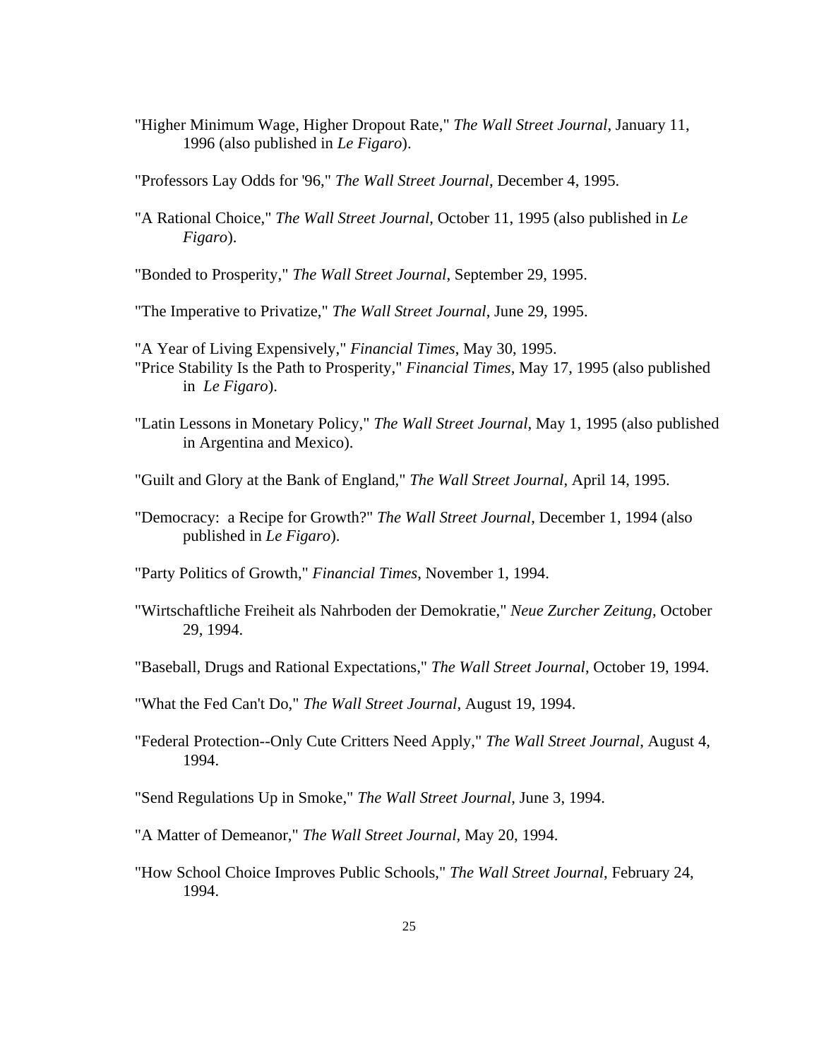"Higher Minimum Wage, Higher Dropout Rate," *The Wall Street Journal*, January 11, 1996 (also published in *Le Figaro*).

"Professors Lay Odds for '96," *The Wall Street Journal*, December 4, 1995.

"A Rational Choice," *The Wall Street Journal*, October 11, 1995 (also published in *Le Figaro*).

"Bonded to Prosperity," *The Wall Street Journal*, September 29, 1995.

"The Imperative to Privatize," *The Wall Street Journal*, June 29, 1995.

"A Year of Living Expensively," *Financial Times*, May 30, 1995.

"Price Stability Is the Path to Prosperity," *Financial Times*, May 17, 1995 (also published in *Le Figaro*).

"Latin Lessons in Monetary Policy," *The Wall Street Journal*, May 1, 1995 (also published in Argentina and Mexico).

"Guilt and Glory at the Bank of England," *The Wall Street Journal*, April 14, 1995.

"Democracy: a Recipe for Growth?" *The Wall Street Journal*, December 1, 1994 (also published in *Le Figaro*).

"Party Politics of Growth," *Financial Times*, November 1, 1994.

"Wirtschaftliche Freiheit als Nahrboden der Demokratie," *Neue Zurcher Zeitung*, October 29, 1994.

"Baseball, Drugs and Rational Expectations," *The Wall Street Journal*, October 19, 1994.

"What the Fed Can't Do," *The Wall Street Journal*, August 19, 1994.

"Federal Protection--Only Cute Critters Need Apply," *The Wall Street Journal*, August 4, 1994.

"Send Regulations Up in Smoke," *The Wall Street Journal*, June 3, 1994.

"A Matter of Demeanor," *The Wall Street Journal*, May 20, 1994.

"How School Choice Improves Public Schools," *The Wall Street Journal*, February 24, 1994.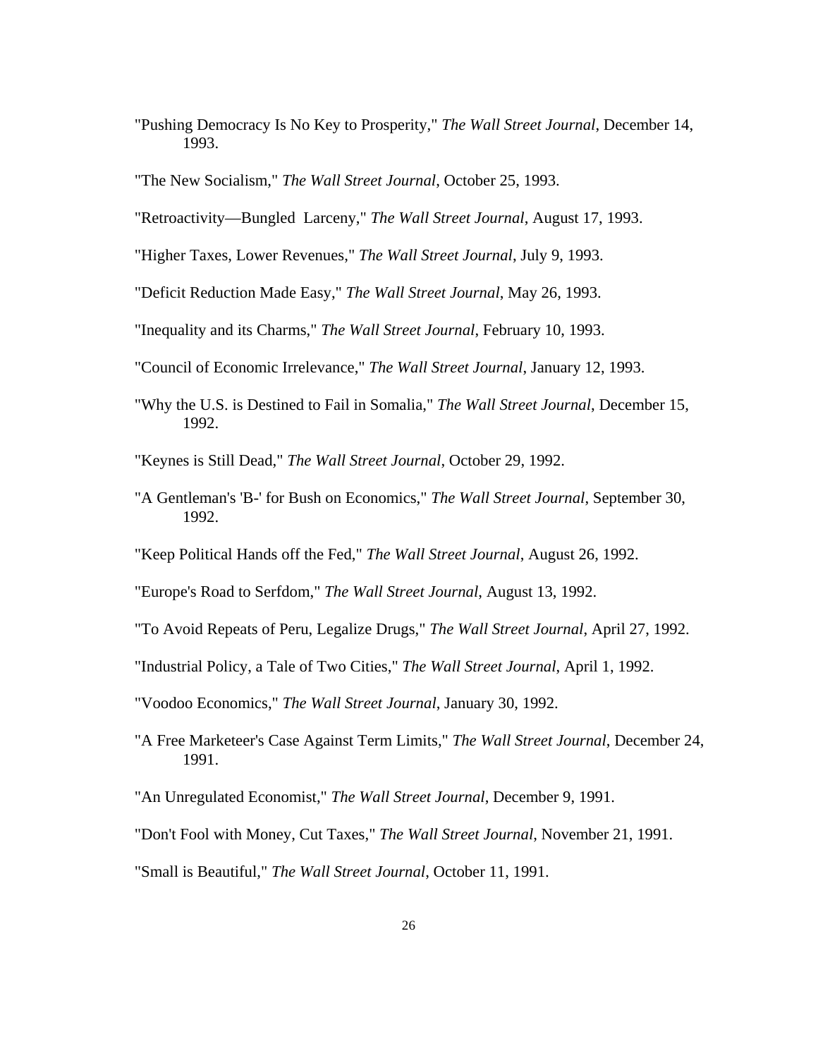"Pushing Democracy Is No Key to Prosperity," *The Wall Street Journal*, December 14, 1993.

"The New Socialism," *The Wall Street Journal*, October 25, 1993.

"Retroactivity—Bungled Larceny," *The Wall Street Journal*, August 17, 1993.

"Higher Taxes, Lower Revenues," *The Wall Street Journal*, July 9, 1993.

"Deficit Reduction Made Easy," *The Wall Street Journal*, May 26, 1993.

"Inequality and its Charms," *The Wall Street Journal*, February 10, 1993.

"Council of Economic Irrelevance," *The Wall Street Journal*, January 12, 1993.

"Why the U.S. is Destined to Fail in Somalia," *The Wall Street Journal*, December 15, 1992.

"Keynes is Still Dead," *The Wall Street Journal*, October 29, 1992.

"A Gentleman's 'B-' for Bush on Economics," *The Wall Street Journal*, September 30, 1992.

"Keep Political Hands off the Fed," *The Wall Street Journal*, August 26, 1992.

"Europe's Road to Serfdom," *The Wall Street Journal*, August 13, 1992.

"To Avoid Repeats of Peru, Legalize Drugs," *The Wall Street Journal*, April 27, 1992.

"Industrial Policy, a Tale of Two Cities," *The Wall Street Journal*, April 1, 1992.

"Voodoo Economics," *The Wall Street Journal*, January 30, 1992.

"A Free Marketeer's Case Against Term Limits," *The Wall Street Journal*, December 24, 1991.

"An Unregulated Economist," *The Wall Street Journal*, December 9, 1991.

"Don't Fool with Money, Cut Taxes," *The Wall Street Journal*, November 21, 1991.

"Small is Beautiful," *The Wall Street Journal*, October 11, 1991.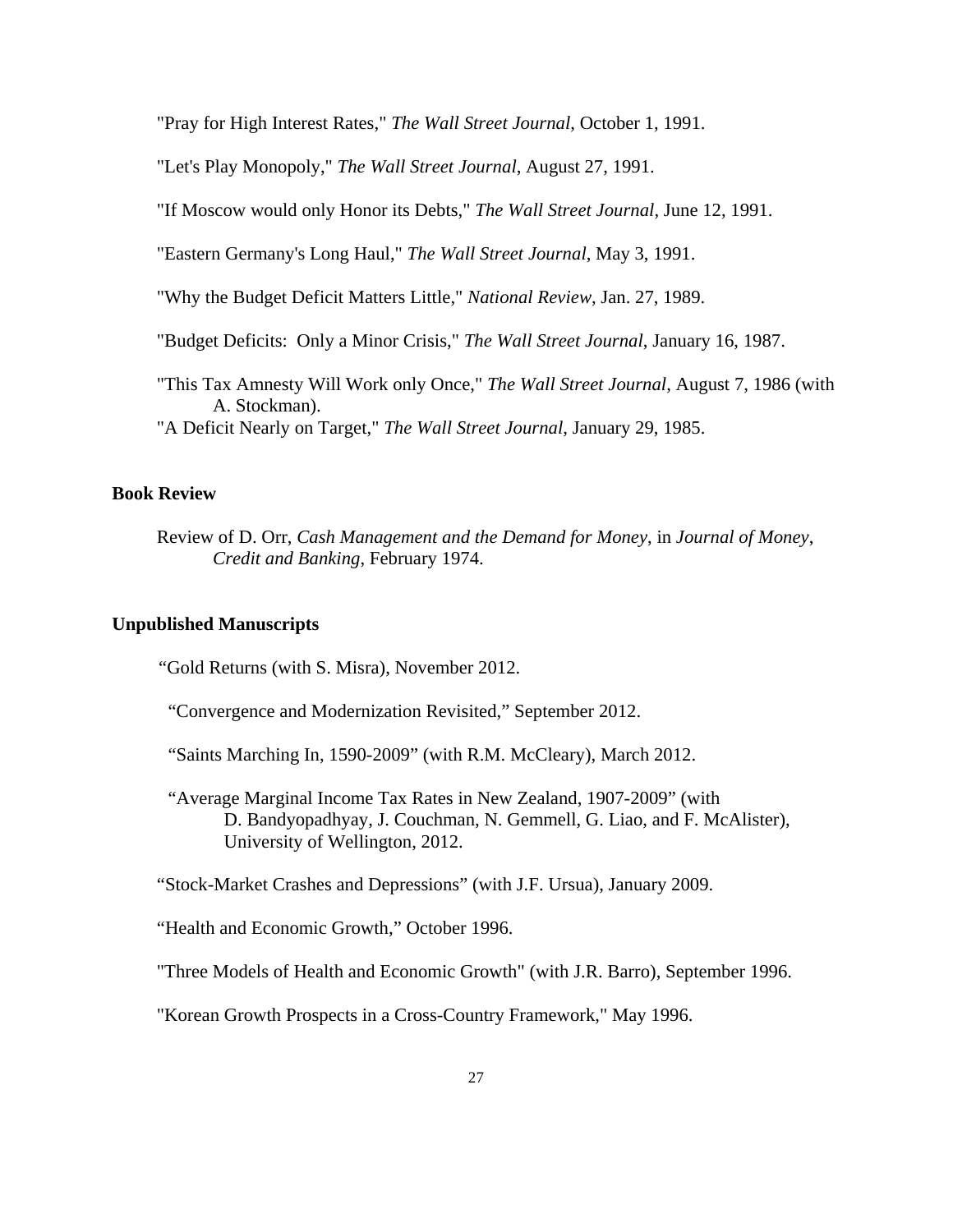"Pray for High Interest Rates," *The Wall Street Journal*, October 1, 1991.

"Let's Play Monopoly," *The Wall Street Journal*, August 27, 1991.

"If Moscow would only Honor its Debts," *The Wall Street Journal*, June 12, 1991.

"Eastern Germany's Long Haul," *The Wall Street Journal*, May 3, 1991.

"Why the Budget Deficit Matters Little," *National Review*, Jan. 27, 1989.

"Budget Deficits: Only a Minor Crisis," *The Wall Street Journal*, January 16, 1987.

"This Tax Amnesty Will Work only Once," *The Wall Street Journal*, August 7, 1986 (with A. Stockman).

"A Deficit Nearly on Target," *The Wall Street Journal*, January 29, 1985.

### Book Review

Review of D. Orr, *Cash Management and the Demand for Money*, in *Journal of Money, Credit and Banking*, February 1974.

### Unpublished Manuscripts

"Gold Returns (with S. Misra), November 2012.

"Convergence and Modernization Revisited," September 2012.

"Saints Marching In, 1590-2009" (with R.M. McCleary), March 2012.

"Average Marginal Income Tax Rates in New Zealand, 1907-2009" (with D. Bandyopadhyay, J. Couchman, N. Gemmell, G. Liao, and F. McAlister), University of Wellington, 2012.

"Stock-Market Crashes and Depressions" (with J.F. Ursua), January 2009.

"Health and Economic Growth," October 1996.

"Three Models of Health and Economic Growth" (with J.R. Barro), September 1996.

"Korean Growth Prospects in a Cross-Country Framework," May 1996.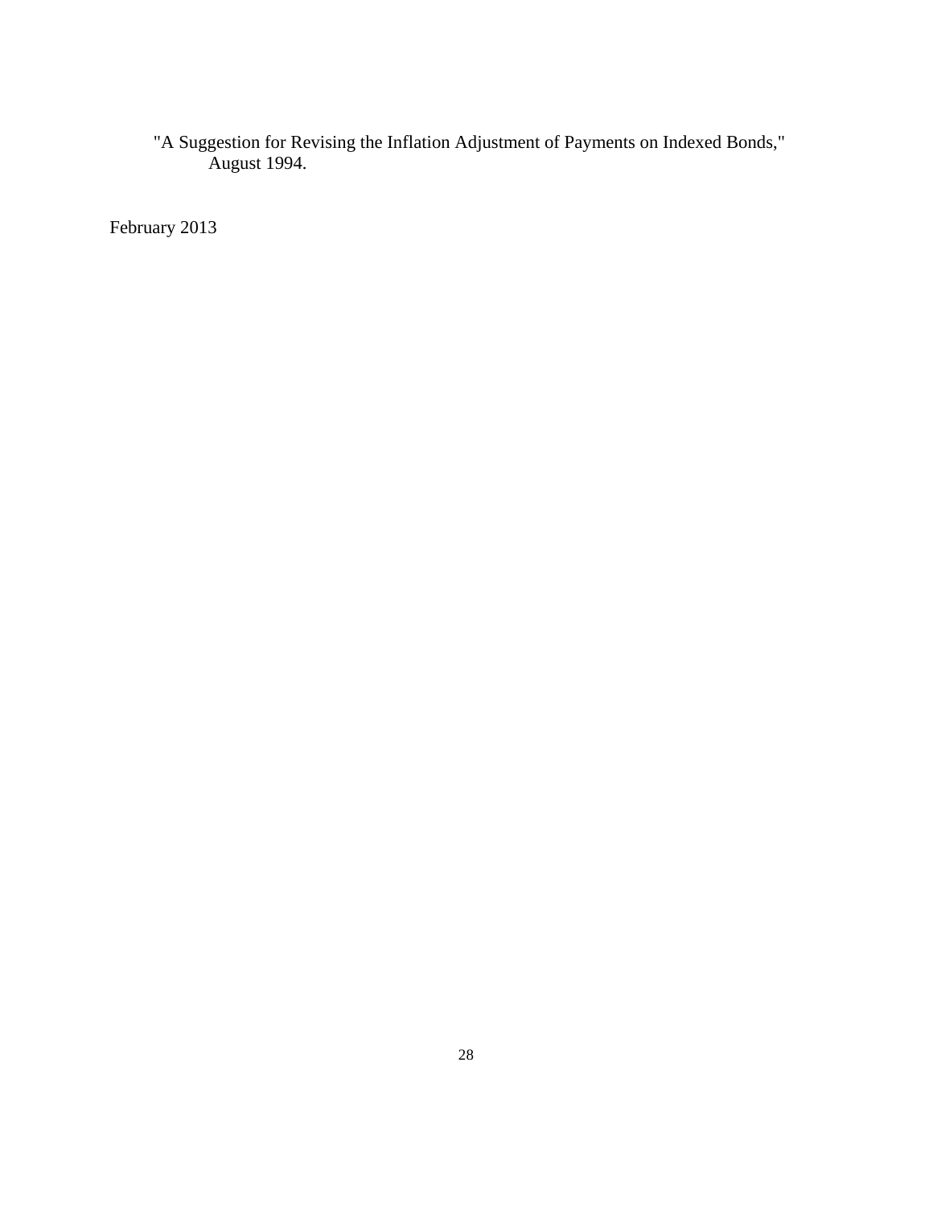"A Suggestion for Revising the Inflation Adjustment of Payments on Indexed Bonds," August 1994.

February 2013